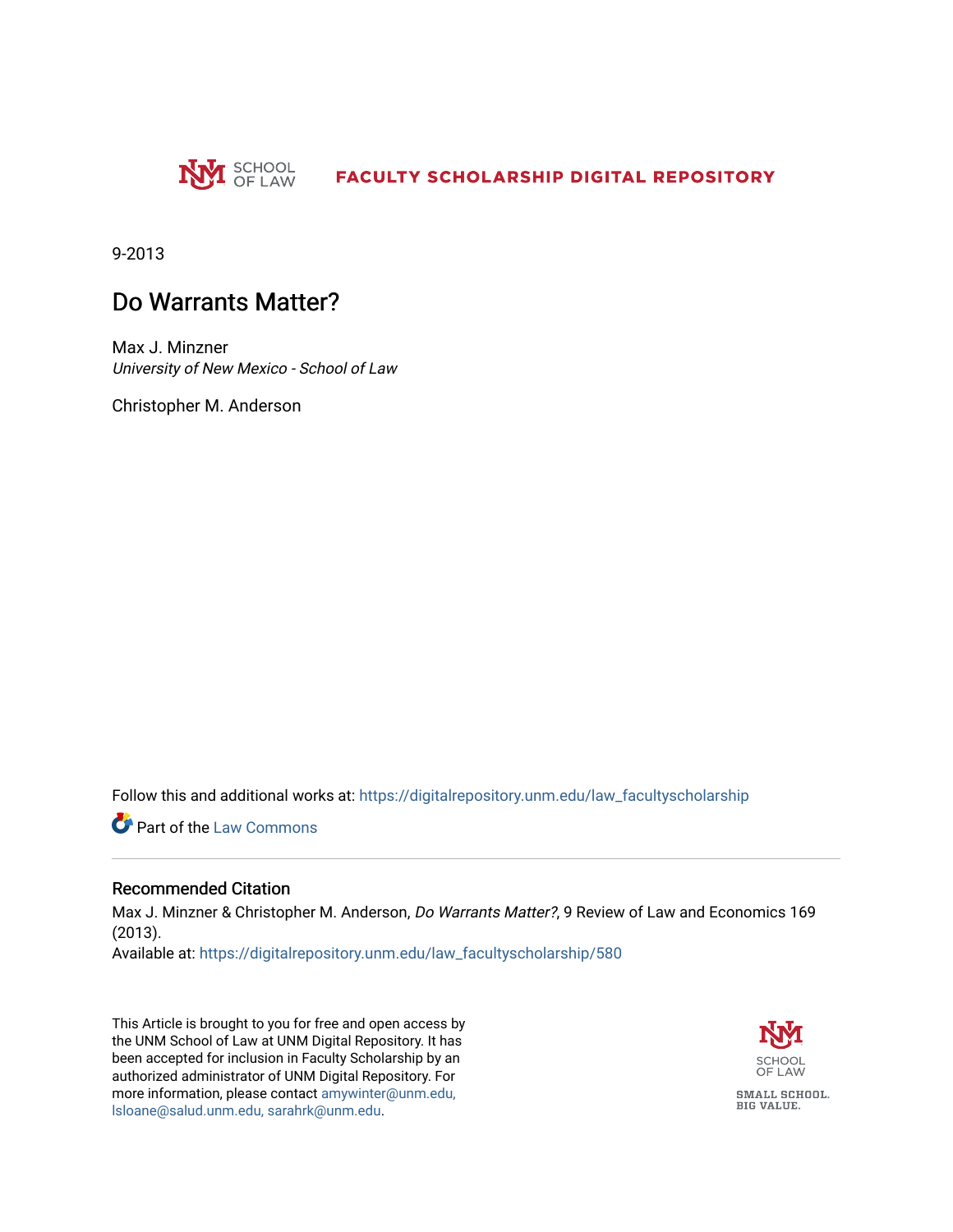SCHOOL OF LAW

FACULTY SCHOLARSHIP DIGITAL REPOSITORY

9-2013

# Do Warrants Matter?

Max J. Minzner
*University of New Mexico - School of Law*

Christopher M. Anderson

Follow this and additional works at: https://digitalrepository.unm.edu/law_facultyscholarship

Part of the Law Commons

## Recommended Citation

Max J. Minzner & Christopher M. Anderson, *Do Warrants Matter?*, 9 Review of Law and Economics 169 (2013).
Available at: https://digitalrepository.unm.edu/law_facultyscholarship/580

This Article is brought to you for free and open access by the UNM School of Law at UNM Digital Repository. It has been accepted for inclusion in Faculty Scholarship by an authorized administrator of UNM Digital Repository. For more information, please contact amywinter@unm.edu, lsloane@salud.unm.edu, sarahrk@unm.edu.

SCHOOL OF LAW

SMALL SCHOOL.
BIG VALUE.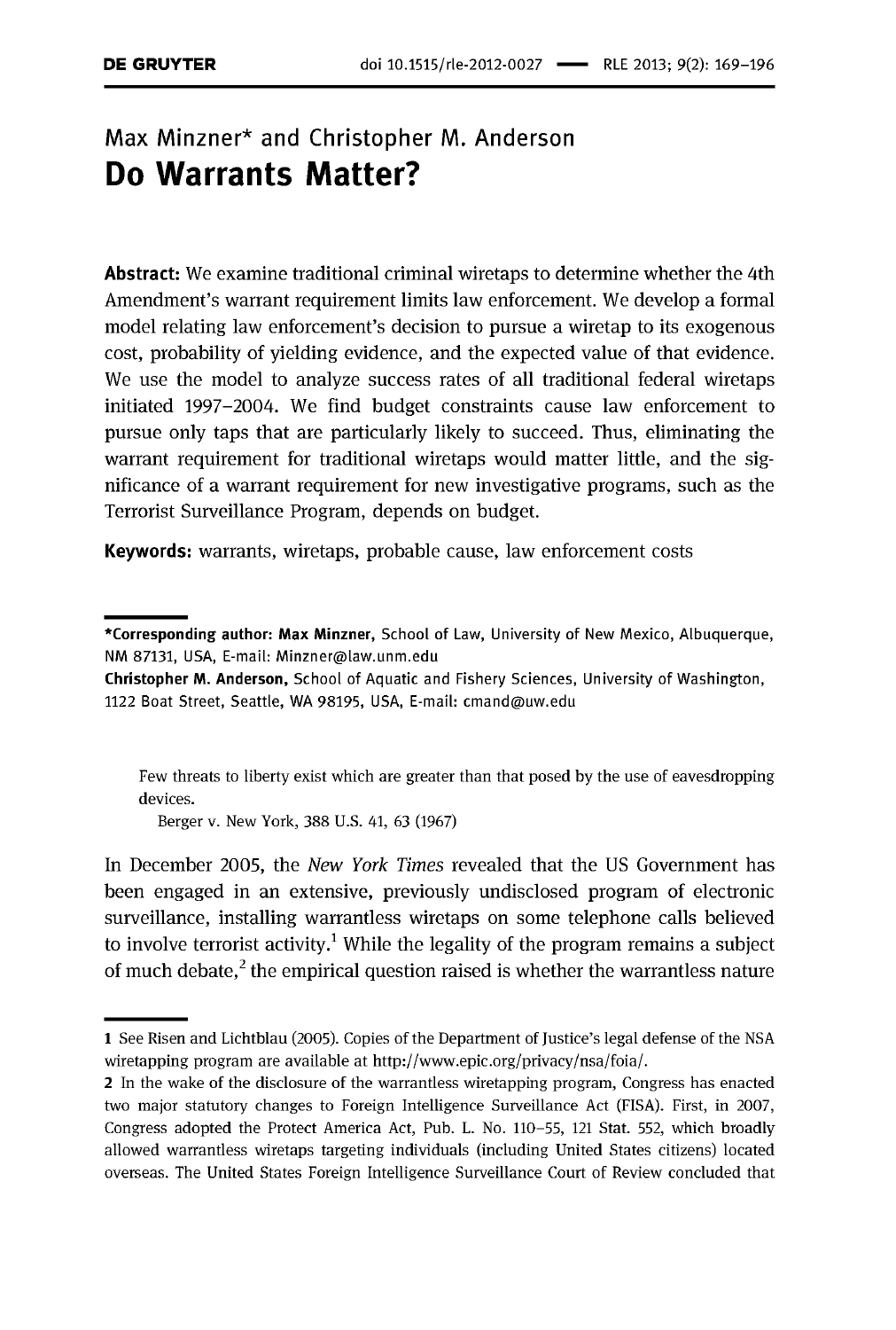Max Minzner* and Christopher M. Anderson

# Do Warrants Matter?

**Abstract:** We examine traditional criminal wiretaps to determine whether the 4th Amendment's warrant requirement limits law enforcement. We develop a formal model relating law enforcement's decision to pursue a wiretap to its exogenous cost, probability of yielding evidence, and the expected value of that evidence. We use the model to analyze success rates of all traditional federal wiretaps initiated 1997–2004. We find budget constraints cause law enforcement to pursue only taps that are particularly likely to succeed. Thus, eliminating the warrant requirement for traditional wiretaps would matter little, and the significance of a warrant requirement for new investigative programs, such as the Terrorist Surveillance Program, depends on budget.

**Keywords:** warrants, wiretaps, probable cause, law enforcement costs

---

***Corresponding author: Max Minzner,** School of Law, University of New Mexico, Albuquerque, NM 87131, USA, E-mail: Minzner@law.unm.edu

**Christopher M. Anderson,** School of Aquatic and Fishery Sciences, University of Washington, 1122 Boat Street, Seattle, WA 98195, USA, E-mail: cmand@uw.edu

> Few threats to liberty exist which are greater than that posed by the use of eavesdropping devices.
>
> Berger v. New York, 388 U.S. 41, 63 (1967)

In December 2005, the *New York Times* revealed that the US Government has been engaged in an extensive, previously undisclosed program of electronic surveillance, installing warrantless wiretaps on some telephone calls believed to involve terrorist activity.[1] While the legality of the program remains a subject of much debate,[2] the empirical question raised is whether the warrantless nature

---

1 See Risen and Lichtblau (2005). Copies of the Department of Justice's legal defense of the NSA wiretapping program are available at http://www.epic.org/privacy/nsa/foia/.

2 In the wake of the disclosure of the warrantless wiretapping program, Congress has enacted two major statutory changes to Foreign Intelligence Surveillance Act (FISA). First, in 2007, Congress adopted the Protect America Act, Pub. L. No. 110–55, 121 Stat. 552, which broadly allowed warrantless wiretaps targeting individuals (including United States citizens) located overseas. The United States Foreign Intelligence Surveillance Court of Review concluded that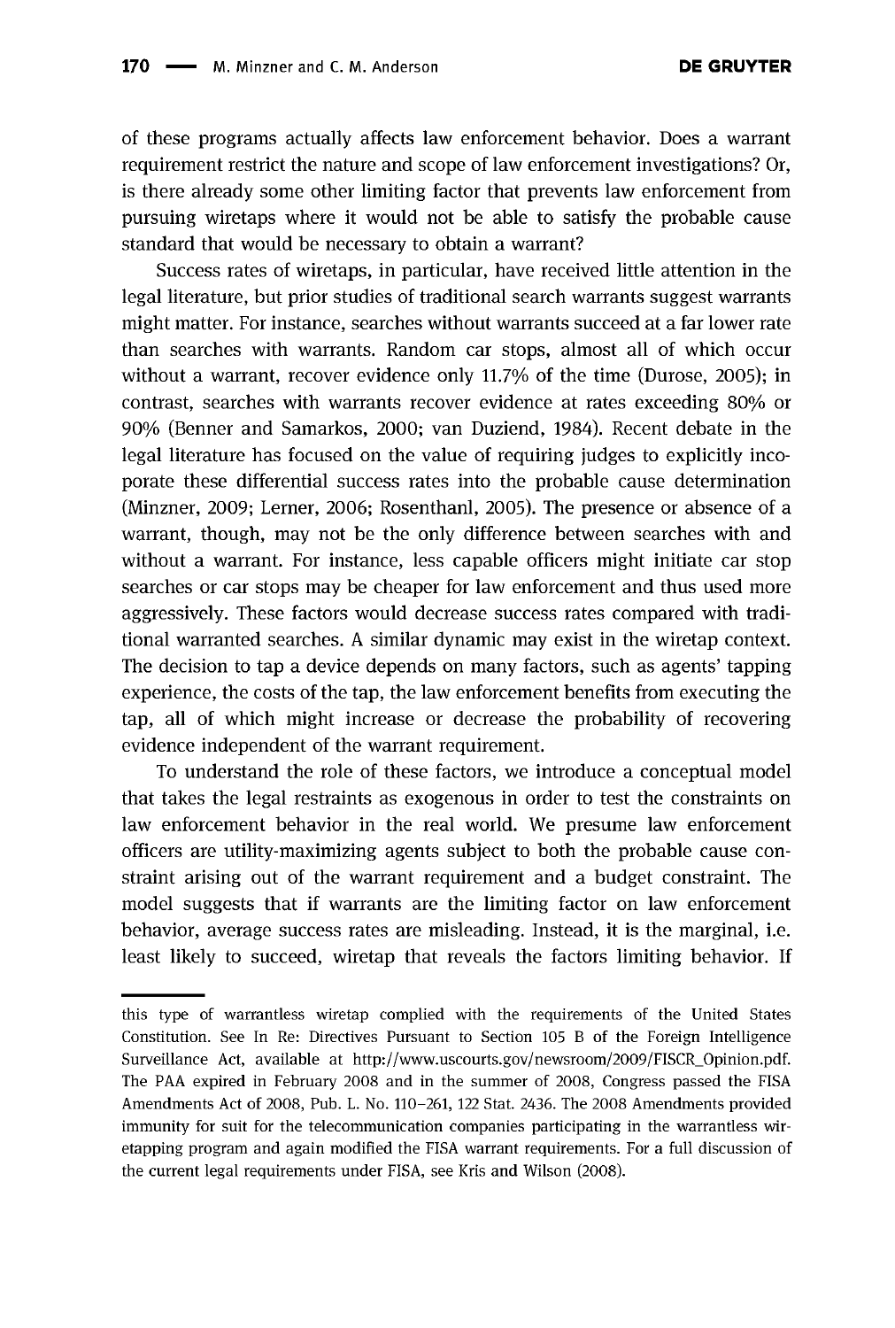of these programs actually affects law enforcement behavior. Does a warrant requirement restrict the nature and scope of law enforcement investigations? Or, is there already some other limiting factor that prevents law enforcement from pursuing wiretaps where it would not be able to satisfy the probable cause standard that would be necessary to obtain a warrant?

Success rates of wiretaps, in particular, have received little attention in the legal literature, but prior studies of traditional search warrants suggest warrants might matter. For instance, searches without warrants succeed at a far lower rate than searches with warrants. Random car stops, almost all of which occur without a warrant, recover evidence only 11.7% of the time (Durose, 2005); in contrast, searches with warrants recover evidence at rates exceeding 80% or 90% (Benner and Samarkos, 2000; van Duziend, 1984). Recent debate in the legal literature has focused on the value of requiring judges to explicitly incoporate these differential success rates into the probable cause determination (Minzner, 2009; Lerner, 2006; Rosenthanl, 2005). The presence or absence of a warrant, though, may not be the only difference between searches with and without a warrant. For instance, less capable officers might initiate car stop searches or car stops may be cheaper for law enforcement and thus used more aggressively. These factors would decrease success rates compared with traditional warranted searches. A similar dynamic may exist in the wiretap context. The decision to tap a device depends on many factors, such as agents' tapping experience, the costs of the tap, the law enforcement benefits from executing the tap, all of which might increase or decrease the probability of recovering evidence independent of the warrant requirement.

To understand the role of these factors, we introduce a conceptual model that takes the legal restraints as exogenous in order to test the constraints on law enforcement behavior in the real world. We presume law enforcement officers are utility-maximizing agents subject to both the probable cause constraint arising out of the warrant requirement and a budget constraint. The model suggests that if warrants are the limiting factor on law enforcement behavior, average success rates are misleading. Instead, it is the marginal, i.e. least likely to succeed, wiretap that reveals the factors limiting behavior. If

---

this type of warrantless wiretap complied with the requirements of the United States Constitution. See In Re: Directives Pursuant to Section 105 B of the Foreign Intelligence Surveillance Act, available at http://www.uscourts.gov/newsroom/2009/FISCR_Opinion.pdf. The PAA expired in February 2008 and in the summer of 2008, Congress passed the FISA Amendments Act of 2008, Pub. L. No. 110–261, 122 Stat. 2436. The 2008 Amendments provided immunity for suit for the telecommunication companies participating in the warrantless wiretapping program and again modified the FISA warrant requirements. For a full discussion of the current legal requirements under FISA, see Kris and Wilson (2008).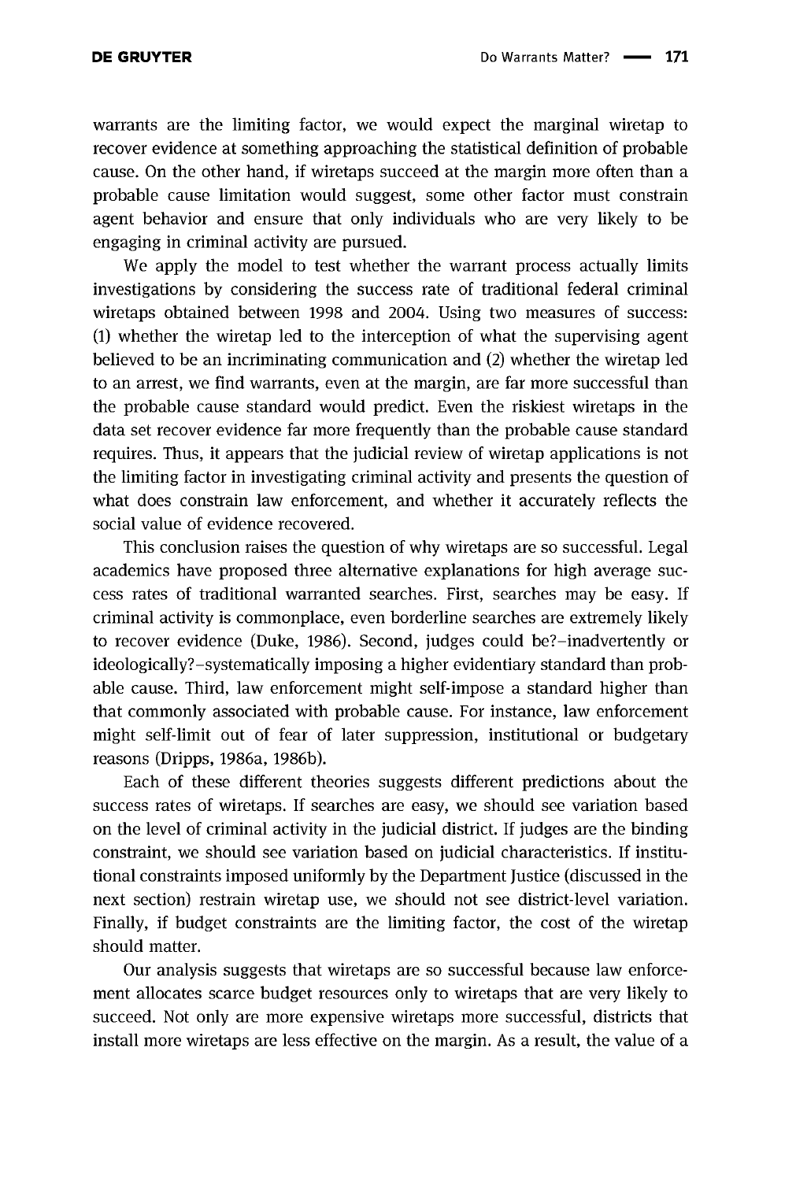warrants are the limiting factor, we would expect the marginal wiretap to recover evidence at something approaching the statistical definition of probable cause. On the other hand, if wiretaps succeed at the margin more often than a probable cause limitation would suggest, some other factor must constrain agent behavior and ensure that only individuals who are very likely to be engaging in criminal activity are pursued.

We apply the model to test whether the warrant process actually limits investigations by considering the success rate of traditional federal criminal wiretaps obtained between 1998 and 2004. Using two measures of success: (1) whether the wiretap led to the interception of what the supervising agent believed to be an incriminating communication and (2) whether the wiretap led to an arrest, we find warrants, even at the margin, are far more successful than the probable cause standard would predict. Even the riskiest wiretaps in the data set recover evidence far more frequently than the probable cause standard requires. Thus, it appears that the judicial review of wiretap applications is not the limiting factor in investigating criminal activity and presents the question of what does constrain law enforcement, and whether it accurately reflects the social value of evidence recovered.

This conclusion raises the question of why wiretaps are so successful. Legal academics have proposed three alternative explanations for high average success rates of traditional warranted searches. First, searches may be easy. If criminal activity is commonplace, even borderline searches are extremely likely to recover evidence (Duke, 1986). Second, judges could be?–inadvertently or ideologically?–systematically imposing a higher evidentiary standard than probable cause. Third, law enforcement might self-impose a standard higher than that commonly associated with probable cause. For instance, law enforcement might self-limit out of fear of later suppression, institutional or budgetary reasons (Dripps, 1986a, 1986b).

Each of these different theories suggests different predictions about the success rates of wiretaps. If searches are easy, we should see variation based on the level of criminal activity in the judicial district. If judges are the binding constraint, we should see variation based on judicial characteristics. If institutional constraints imposed uniformly by the Department Justice (discussed in the next section) restrain wiretap use, we should not see district-level variation. Finally, if budget constraints are the limiting factor, the cost of the wiretap should matter.

Our analysis suggests that wiretaps are so successful because law enforcement allocates scarce budget resources only to wiretaps that are very likely to succeed. Not only are more expensive wiretaps more successful, districts that install more wiretaps are less effective on the margin. As a result, the value of a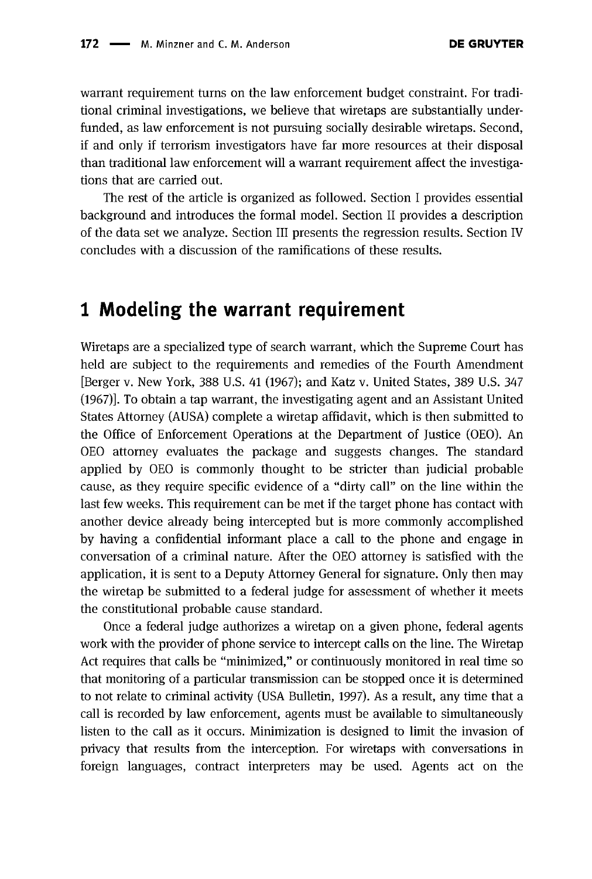warrant requirement turns on the law enforcement budget constraint. For traditional criminal investigations, we believe that wiretaps are substantially underfunded, as law enforcement is not pursuing socially desirable wiretaps. Second, if and only if terrorism investigators have far more resources at their disposal than traditional law enforcement will a warrant requirement affect the investigations that are carried out.

The rest of the article is organized as followed. Section I provides essential background and introduces the formal model. Section II provides a description of the data set we analyze. Section III presents the regression results. Section IV concludes with a discussion of the ramifications of these results.

# 1 Modeling the warrant requirement

Wiretaps are a specialized type of search warrant, which the Supreme Court has held are subject to the requirements and remedies of the Fourth Amendment [Berger v. New York, 388 U.S. 41 (1967); and Katz v. United States, 389 U.S. 347 (1967)]. To obtain a tap warrant, the investigating agent and an Assistant United States Attorney (AUSA) complete a wiretap affidavit, which is then submitted to the Office of Enforcement Operations at the Department of Justice (OEO). An OEO attorney evaluates the package and suggests changes. The standard applied by OEO is commonly thought to be stricter than judicial probable cause, as they require specific evidence of a "dirty call" on the line within the last few weeks. This requirement can be met if the target phone has contact with another device already being intercepted but is more commonly accomplished by having a confidential informant place a call to the phone and engage in conversation of a criminal nature. After the OEO attorney is satisfied with the application, it is sent to a Deputy Attorney General for signature. Only then may the wiretap be submitted to a federal judge for assessment of whether it meets the constitutional probable cause standard.

Once a federal judge authorizes a wiretap on a given phone, federal agents work with the provider of phone service to intercept calls on the line. The Wiretap Act requires that calls be "minimized," or continuously monitored in real time so that monitoring of a particular transmission can be stopped once it is determined to not relate to criminal activity (USA Bulletin, 1997). As a result, any time that a call is recorded by law enforcement, agents must be available to simultaneously listen to the call as it occurs. Minimization is designed to limit the invasion of privacy that results from the interception. For wiretaps with conversations in foreign languages, contract interpreters may be used. Agents act on the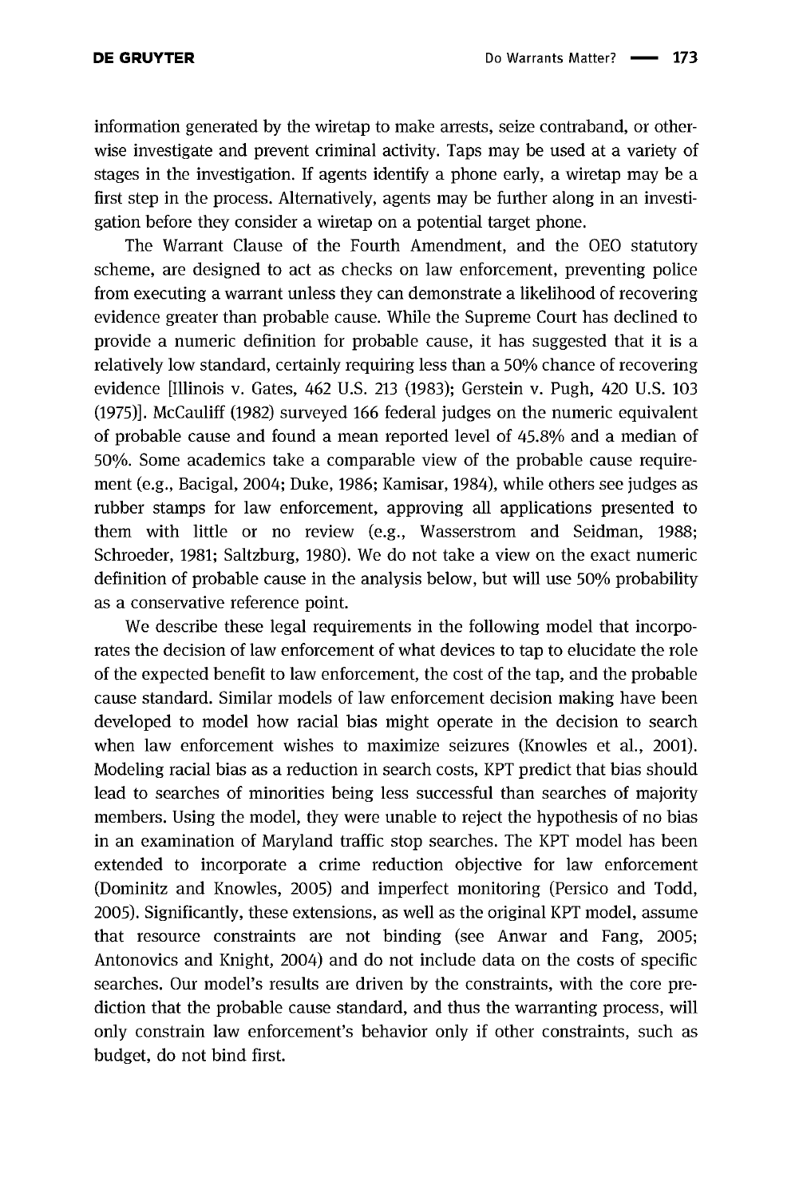information generated by the wiretap to make arrests, seize contraband, or otherwise investigate and prevent criminal activity. Taps may be used at a variety of stages in the investigation. If agents identify a phone early, a wiretap may be a first step in the process. Alternatively, agents may be further along in an investigation before they consider a wiretap on a potential target phone.

The Warrant Clause of the Fourth Amendment, and the OEO statutory scheme, are designed to act as checks on law enforcement, preventing police from executing a warrant unless they can demonstrate a likelihood of recovering evidence greater than probable cause. While the Supreme Court has declined to provide a numeric definition for probable cause, it has suggested that it is a relatively low standard, certainly requiring less than a 50% chance of recovering evidence [Illinois v. Gates, 462 U.S. 213 (1983); Gerstein v. Pugh, 420 U.S. 103 (1975)]. McCauliff (1982) surveyed 166 federal judges on the numeric equivalent of probable cause and found a mean reported level of 45.8% and a median of 50%. Some academics take a comparable view of the probable cause requirement (e.g., Bacigal, 2004; Duke, 1986; Kamisar, 1984), while others see judges as rubber stamps for law enforcement, approving all applications presented to them with little or no review (e.g., Wasserstrom and Seidman, 1988; Schroeder, 1981; Saltzburg, 1980). We do not take a view on the exact numeric definition of probable cause in the analysis below, but will use 50% probability as a conservative reference point.

We describe these legal requirements in the following model that incorporates the decision of law enforcement of what devices to tap to elucidate the role of the expected benefit to law enforcement, the cost of the tap, and the probable cause standard. Similar models of law enforcement decision making have been developed to model how racial bias might operate in the decision to search when law enforcement wishes to maximize seizures (Knowles et al., 2001). Modeling racial bias as a reduction in search costs, KPT predict that bias should lead to searches of minorities being less successful than searches of majority members. Using the model, they were unable to reject the hypothesis of no bias in an examination of Maryland traffic stop searches. The KPT model has been extended to incorporate a crime reduction objective for law enforcement (Dominitz and Knowles, 2005) and imperfect monitoring (Persico and Todd, 2005). Significantly, these extensions, as well as the original KPT model, assume that resource constraints are not binding (see Anwar and Fang, 2005; Antonovics and Knight, 2004) and do not include data on the costs of specific searches. Our model's results are driven by the constraints, with the core prediction that the probable cause standard, and thus the warranting process, will only constrain law enforcement's behavior only if other constraints, such as budget, do not bind first.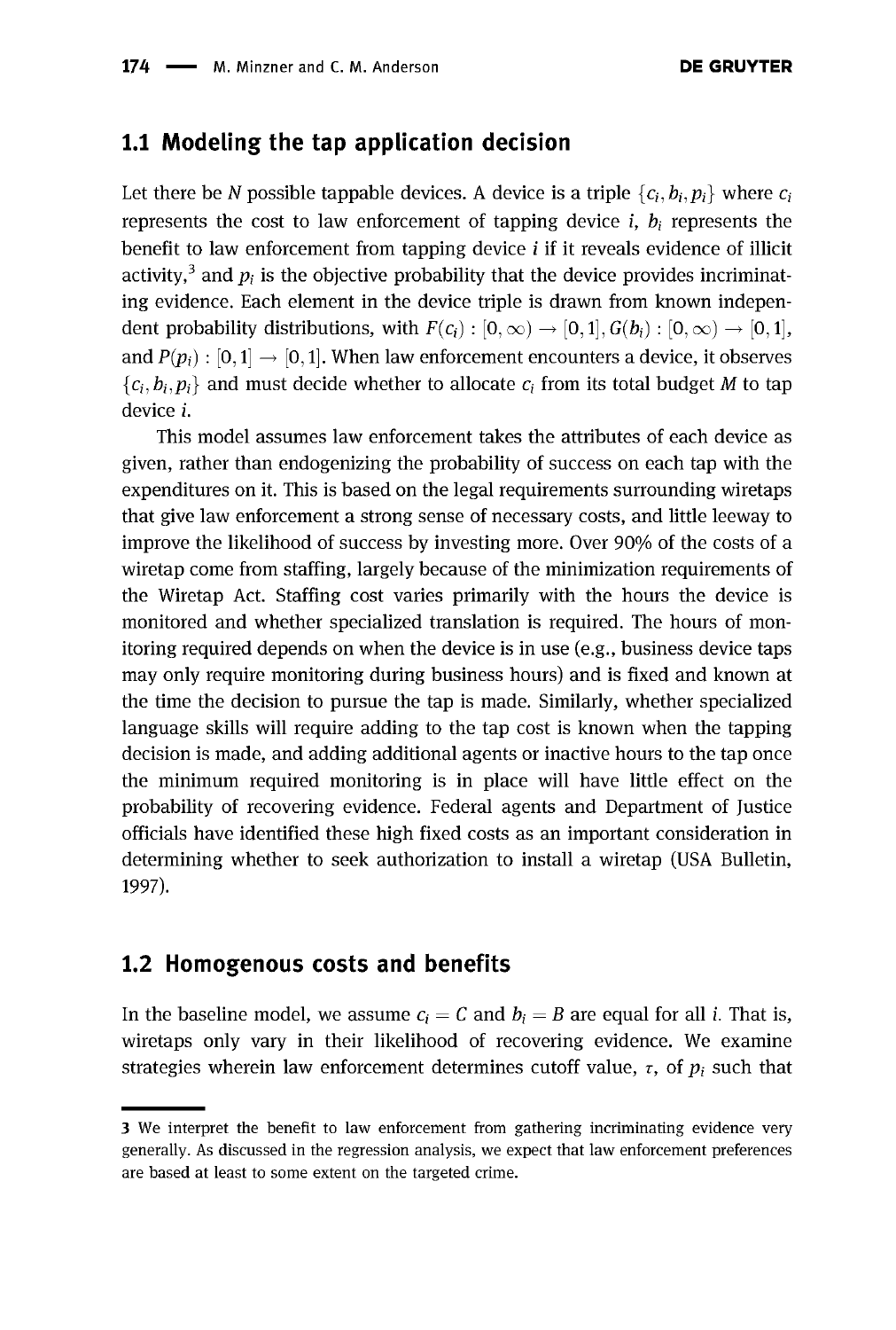## 1.1 Modeling the tap application decision

Let there be $N$ possible tappable devices. A device is a triple $\{c_i, b_i, p_i\}$ where $c_i$ represents the cost to law enforcement of tapping device $i$, $b_i$ represents the benefit to law enforcement from tapping device $i$ if it reveals evidence of illicit activity,[3] and $p_i$ is the objective probability that the device provides incriminating evidence. Each element in the device triple is drawn from known independent probability distributions, with $F(c_i) : [0, \infty) \rightarrow [0, 1], G(b_i) : [0, \infty) \rightarrow [0, 1]$, and $P(p_i) : [0, 1] \rightarrow [0, 1]$. When law enforcement encounters a device, it observes $\{c_i, b_i, p_i\}$ and must decide whether to allocate $c_i$ from its total budget $M$ to tap device $i$.

This model assumes law enforcement takes the attributes of each device as given, rather than endogenizing the probability of success on each tap with the expenditures on it. This is based on the legal requirements surrounding wiretaps that give law enforcement a strong sense of necessary costs, and little leeway to improve the likelihood of success by investing more. Over 90% of the costs of a wiretap come from staffing, largely because of the minimization requirements of the Wiretap Act. Staffing cost varies primarily with the hours the device is monitored and whether specialized translation is required. The hours of monitoring required depends on when the device is in use (e.g., business device taps may only require monitoring during business hours) and is fixed and known at the time the decision to pursue the tap is made. Similarly, whether specialized language skills will require adding to the tap cost is known when the tapping decision is made, and adding additional agents or inactive hours to the tap once the minimum required monitoring is in place will have little effect on the probability of recovering evidence. Federal agents and Department of Justice officials have identified these high fixed costs as an important consideration in determining whether to seek authorization to install a wiretap (USA Bulletin, 1997).

## 1.2 Homogenous costs and benefits

In the baseline model, we assume $c_i = C$ and $b_i = B$ are equal for all $i$. That is, wiretaps only vary in their likelihood of recovering evidence. We examine strategies wherein law enforcement determines cutoff value, $\tau$, of $p_i$ such that

---

[3] We interpret the benefit to law enforcement from gathering incriminating evidence very generally. As discussed in the regression analysis, we expect that law enforcement preferences are based at least to some extent on the targeted crime.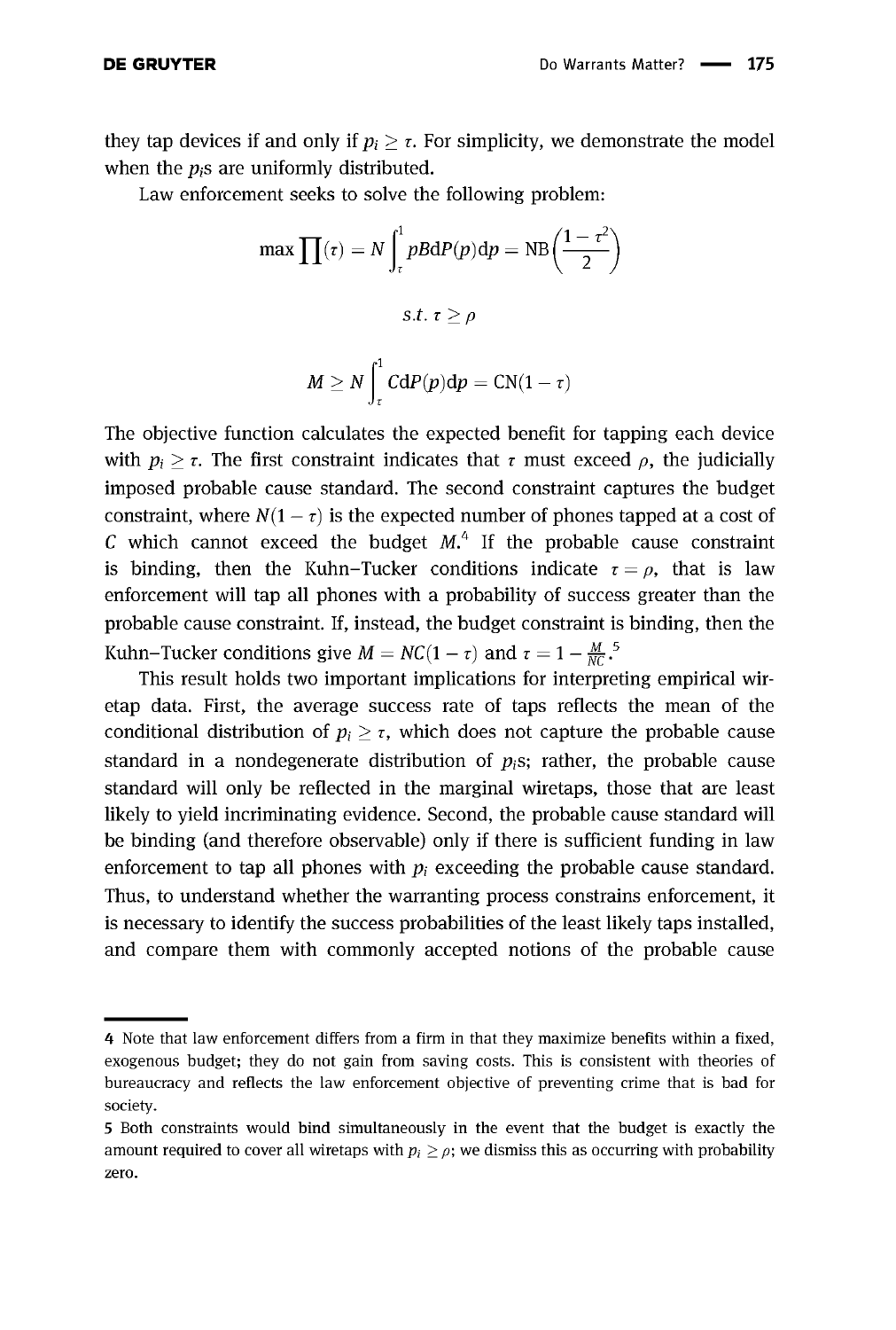they tap devices if and only if $p_i \geq \tau$. For simplicity, we demonstrate the model when the $p_i$s are uniformly distributed.

Law enforcement seeks to solve the following problem:

$$\max \prod(\tau) = N \int_{\tau}^{1} pBdP(p)dp = \text{NB}\left(\frac{1-\tau^2}{2}\right)$$

$$s.t.\ \tau \geq \rho$$

$$M \geq N \int_{\tau}^{1} CdP(p)dp = \text{CN}(1-\tau)$$

The objective function calculates the expected benefit for tapping each device with $p_i \geq \tau$. The first constraint indicates that $\tau$ must exceed $\rho$, the judicially imposed probable cause standard. The second constraint captures the budget constraint, where $N(1-\tau)$ is the expected number of phones tapped at a cost of $C$ which cannot exceed the budget $M$.[4] If the probable cause constraint is binding, then the Kuhn–Tucker conditions indicate $\tau = \rho$, that is law enforcement will tap all phones with a probability of success greater than the probable cause constraint. If, instead, the budget constraint is binding, then the Kuhn–Tucker conditions give $M = NC(1-\tau)$ and $\tau = 1 - \frac{M}{NC}$.[5]

This result holds two important implications for interpreting empirical wiretap data. First, the average success rate of taps reflects the mean of the conditional distribution of $p_i \geq \tau$, which does not capture the probable cause standard in a nondegenerate distribution of $p_i$s; rather, the probable cause standard will only be reflected in the marginal wiretaps, those that are least likely to yield incriminating evidence. Second, the probable cause standard will be binding (and therefore observable) only if there is sufficient funding in law enforcement to tap all phones with $p_i$ exceeding the probable cause standard. Thus, to understand whether the warranting process constrains enforcement, it is necessary to identify the success probabilities of the least likely taps installed, and compare them with commonly accepted notions of the probable cause

---

4 Note that law enforcement differs from a firm in that they maximize benefits within a fixed, exogenous budget; they do not gain from saving costs. This is consistent with theories of bureaucracy and reflects the law enforcement objective of preventing crime that is bad for society.

5 Both constraints would bind simultaneously in the event that the budget is exactly the amount required to cover all wiretaps with $p_i \geq \rho$; we dismiss this as occurring with probability zero.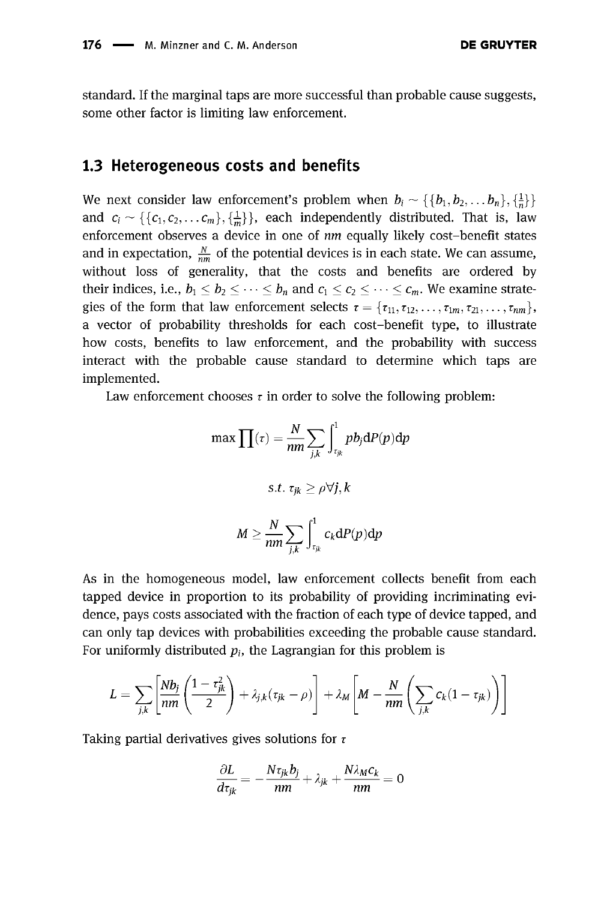standard. If the marginal taps are more successful than probable cause suggests, some other factor is limiting law enforcement.

## 1.3 Heterogeneous costs and benefits

We next consider law enforcement's problem when $b_i \sim \{\{b_1, b_2, \dots b_n\}, \{\frac{1}{n}\}\}$ and $c_i \sim \{\{c_1, c_2, \dots c_m\}, \{\frac{1}{m}\}\}$, each independently distributed. That is, law enforcement observes a device in one of $nm$ equally likely cost–benefit states and in expectation, $\frac{N}{nm}$ of the potential devices is in each state. We can assume, without loss of generality, that the costs and benefits are ordered by their indices, i.e., $b_1 \leq b_2 \leq \cdots \leq b_n$ and $c_1 \leq c_2 \leq \cdots \leq c_m$. We examine strategies of the form that law enforcement selects $\tau = \{\tau_{11}, \tau_{12}, \dots, \tau_{1m}, \tau_{21}, \dots, \tau_{nm}\}$, a vector of probability thresholds for each cost–benefit type, to illustrate how costs, benefits to law enforcement, and the probability with success interact with the probable cause standard to determine which taps are implemented.

Law enforcement chooses $\tau$ in order to solve the following problem:

$$\max \prod(\tau) = \frac{N}{nm} \sum_{j,k} \int_{\tau_{jk}}^{1} p b_j \mathrm{d}P(p) \mathrm{d}p$$

$$s.t.\ \tau_{jk} \geq \rho \forall j, k$$

$$M \geq \frac{N}{nm} \sum_{j,k} \int_{\tau_{jk}}^{1} c_k \mathrm{d}P(p) \mathrm{d}p$$

As in the homogeneous model, law enforcement collects benefit from each tapped device in proportion to its probability of providing incriminating evidence, pays costs associated with the fraction of each type of device tapped, and can only tap devices with probabilities exceeding the probable cause standard. For uniformly distributed $p_i$, the Lagrangian for this problem is

$$L = \sum_{j,k} \left[ \frac{N b_j}{nm} \left( \frac{1 - \tau_{jk}^2}{2} \right) + \lambda_{j,k} (\tau_{jk} - \rho) \right] + \lambda_M \left[ M - \frac{N}{nm} \left( \sum_{j,k} c_k (1 - \tau_{jk}) \right) \right]$$

Taking partial derivatives gives solutions for $\tau$

$$\frac{\partial L}{d\tau_{jk}} = -\frac{N \tau_{jk} b_j}{nm} + \lambda_{jk} + \frac{N \lambda_M c_k}{nm} = 0$$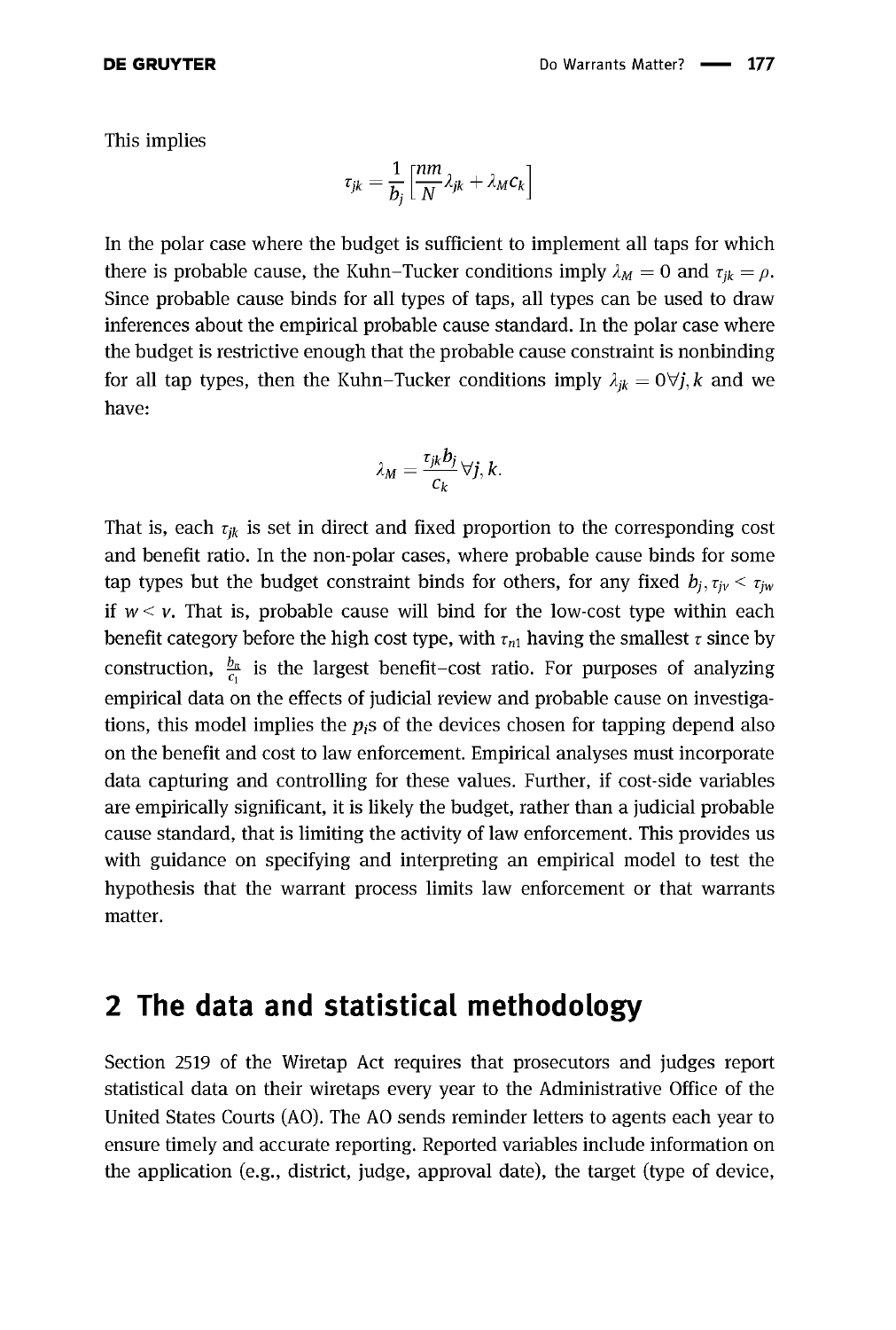This implies

$$\tau_{jk} = \frac{1}{b_j}\left[\frac{nm}{N}\lambda_{jk} + \lambda_M c_k\right]$$

In the polar case where the budget is sufficient to implement all taps for which there is probable cause, the Kuhn–Tucker conditions imply $\lambda_M = 0$ and $\tau_{jk} = \rho$. Since probable cause binds for all types of taps, all types can be used to draw inferences about the empirical probable cause standard. In the polar case where the budget is restrictive enough that the probable cause constraint is nonbinding for all tap types, then the Kuhn–Tucker conditions imply $\lambda_{jk} = 0 \forall j, k$ and we have:

$$\lambda_M = \frac{\tau_{jk} b_j}{c_k} \forall j, k.$$

That is, each $\tau_{jk}$ is set in direct and fixed proportion to the corresponding cost and benefit ratio. In the non-polar cases, where probable cause binds for some tap types but the budget constraint binds for others, for any fixed $b_j, \tau_{jv} < \tau_{jw}$ if $w < v$. That is, probable cause will bind for the low-cost type within each benefit category before the high cost type, with $\tau_{n1}$ having the smallest $\tau$ since by construction, $\frac{b_n}{c_1}$ is the largest benefit–cost ratio. For purposes of analyzing empirical data on the effects of judicial review and probable cause on investigations, this model implies the $p_i$s of the devices chosen for tapping depend also on the benefit and cost to law enforcement. Empirical analyses must incorporate data capturing and controlling for these values. Further, if cost-side variables are empirically significant, it is likely the budget, rather than a judicial probable cause standard, that is limiting the activity of law enforcement. This provides us with guidance on specifying and interpreting an empirical model to test the hypothesis that the warrant process limits law enforcement or that warrants matter.

## 2 The data and statistical methodology

Section 2519 of the Wiretap Act requires that prosecutors and judges report statistical data on their wiretaps every year to the Administrative Office of the United States Courts (AO). The AO sends reminder letters to agents each year to ensure timely and accurate reporting. Reported variables include information on the application (e.g., district, judge, approval date), the target (type of device,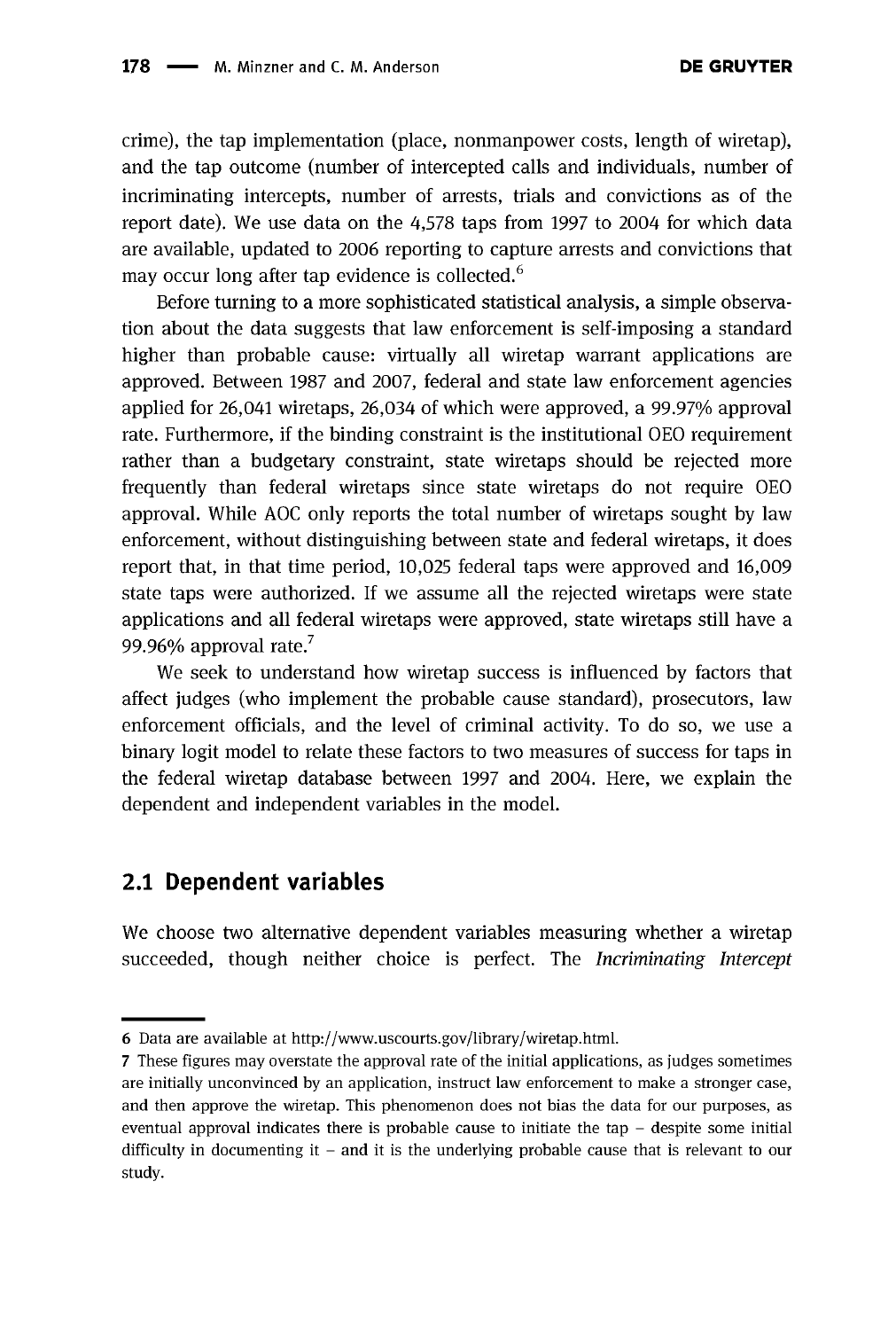crime), the tap implementation (place, nonmanpower costs, length of wiretap), and the tap outcome (number of intercepted calls and individuals, number of incriminating intercepts, number of arrests, trials and convictions as of the report date). We use data on the 4,578 taps from 1997 to 2004 for which data are available, updated to 2006 reporting to capture arrests and convictions that may occur long after tap evidence is collected.[6]

Before turning to a more sophisticated statistical analysis, a simple observation about the data suggests that law enforcement is self-imposing a standard higher than probable cause: virtually all wiretap warrant applications are approved. Between 1987 and 2007, federal and state law enforcement agencies applied for 26,041 wiretaps, 26,034 of which were approved, a 99.97% approval rate. Furthermore, if the binding constraint is the institutional OEO requirement rather than a budgetary constraint, state wiretaps should be rejected more frequently than federal wiretaps since state wiretaps do not require OEO approval. While AOC only reports the total number of wiretaps sought by law enforcement, without distinguishing between state and federal wiretaps, it does report that, in that time period, 10,025 federal taps were approved and 16,009 state taps were authorized. If we assume all the rejected wiretaps were state applications and all federal wiretaps were approved, state wiretaps still have a 99.96% approval rate.[7]

We seek to understand how wiretap success is influenced by factors that affect judges (who implement the probable cause standard), prosecutors, law enforcement officials, and the level of criminal activity. To do so, we use a binary logit model to relate these factors to two measures of success for taps in the federal wiretap database between 1997 and 2004. Here, we explain the dependent and independent variables in the model.

## 2.1 Dependent variables

We choose two alternative dependent variables measuring whether a wiretap succeeded, though neither choice is perfect. The *Incriminating Intercept*

---

6 Data are available at http://www.uscourts.gov/library/wiretap.html.

7 These figures may overstate the approval rate of the initial applications, as judges sometimes are initially unconvinced by an application, instruct law enforcement to make a stronger case, and then approve the wiretap. This phenomenon does not bias the data for our purposes, as eventual approval indicates there is probable cause to initiate the tap – despite some initial difficulty in documenting it – and it is the underlying probable cause that is relevant to our study.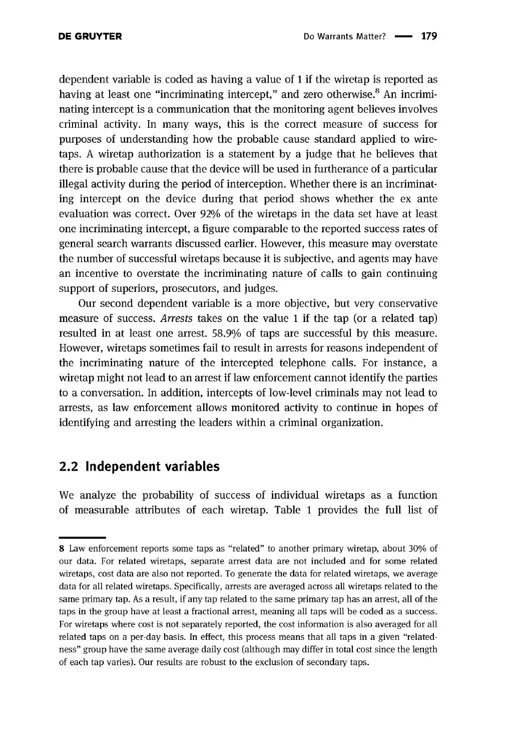dependent variable is coded as having a value of 1 if the wiretap is reported as having at least one "incriminating intercept," and zero otherwise.[8] An incriminating intercept is a communication that the monitoring agent believes involves criminal activity. In many ways, this is the correct measure of success for purposes of understanding how the probable cause standard applied to wiretaps. A wiretap authorization is a statement by a judge that he believes that there is probable cause that the device will be used in furtherance of a particular illegal activity during the period of interception. Whether there is an incriminating intercept on the device during that period shows whether the ex ante evaluation was correct. Over 92% of the wiretaps in the data set have at least one incriminating intercept, a figure comparable to the reported success rates of general search warrants discussed earlier. However, this measure may overstate the number of successful wiretaps because it is subjective, and agents may have an incentive to overstate the incriminating nature of calls to gain continuing support of superiors, prosecutors, and judges.

Our second dependent variable is a more objective, but very conservative measure of success. *Arrests* takes on the value 1 if the tap (or a related tap) resulted in at least one arrest. 58.9% of taps are successful by this measure. However, wiretaps sometimes fail to result in arrests for reasons independent of the incriminating nature of the intercepted telephone calls. For instance, a wiretap might not lead to an arrest if law enforcement cannot identify the parties to a conversation. In addition, intercepts of low-level criminals may not lead to arrests, as law enforcement allows monitored activity to continue in hopes of identifying and arresting the leaders within a criminal organization.

## 2.2 Independent variables

We analyze the probability of success of individual wiretaps as a function of measurable attributes of each wiretap. Table 1 provides the full list of

---

8 Law enforcement reports some taps as "related" to another primary wiretap, about 30% of our data. For related wiretaps, separate arrest data are not included and for some related wiretaps, cost data are also not reported. To generate the data for related wiretaps, we average data for all related wiretaps. Specifically, arrests are averaged across all wiretaps related to the same primary tap. As a result, if any tap related to the same primary tap has an arrest, all of the taps in the group have at least a fractional arrest, meaning all taps will be coded as a success. For wiretaps where cost is not separately reported, the cost information is also averaged for all related taps on a per-day basis. In effect, this process means that all taps in a given "relatedness" group have the same average daily cost (although may differ in total cost since the length of each tap varies). Our results are robust to the exclusion of secondary taps.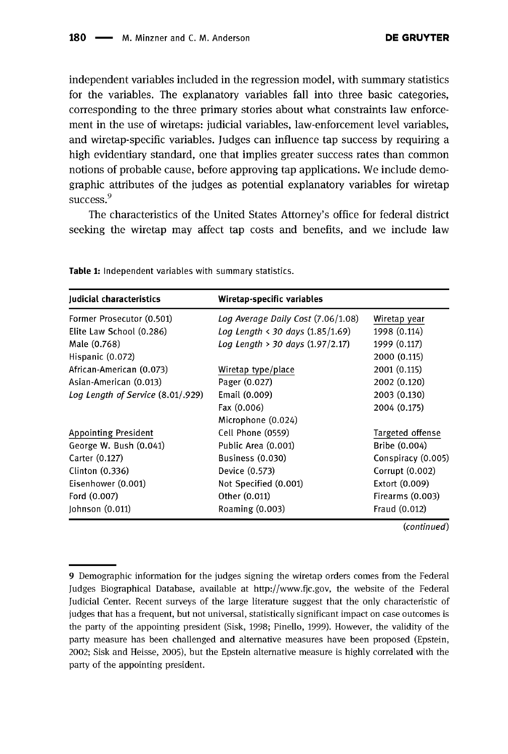independent variables included in the regression model, with summary statistics for the variables. The explanatory variables fall into three basic categories, corresponding to the three primary stories about what constraints law enforcement in the use of wiretaps: judicial variables, law-enforcement level variables, and wiretap-specific variables. Judges can influence tap success by requiring a high evidentiary standard, one that implies greater success rates than common notions of probable cause, before approving tap applications. We include demographic attributes of the judges as potential explanatory variables for wiretap success.[9]

The characteristics of the United States Attorney's office for federal district seeking the wiretap may affect tap costs and benefits, and we include law

**Table 1:** Independent variables with summary statistics.

| **Judicial characteristics** | **Wiretap-specific variables** | |
|---|---|---|
| Former Prosecutor (0.501) | *Log Average Daily Cost* (7.06/1.08) | Wiretap year |
| Elite Law School (0.286) | *Log Length < 30 days* (1.85/1.69) | 1998 (0.114) |
| Male (0.768) | *Log Length > 30 days* (1.97/2.17) | 1999 (0.117) |
| Hispanic (0.072) | | 2000 (0.115) |
| African-American (0.073) | Wiretap type/place | 2001 (0.115) |
| Asian-American (0.013) | Pager (0.027) | 2002 (0.120) |
| *Log Length of Service* (8.01/.929) | Email (0.009) | 2003 (0.130) |
| | Fax (0.006) | 2004 (0.175) |
| | Microphone (0.024) | |
| Appointing President | Cell Phone (0559) | Targeted offense |
| George W. Bush (0.041) | Public Area (0.001) | Bribe (0.004) |
| Carter (0.127) | Business (0.030) | Conspiracy (0.005) |
| Clinton (0.336) | Device (0.573) | Corrupt (0.002) |
| Eisenhower (0.001) | Not Specified (0.001) | Extort (0.009) |
| Ford (0.007) | Other (0.011) | Firearms (0.003) |
| Johnson (0.011) | Roaming (0.003) | Fraud (0.012) |

(*continued*)

9 Demographic information for the judges signing the wiretap orders comes from the Federal Judges Biographical Database, available at http://www.fjc.gov, the website of the Federal Judicial Center. Recent surveys of the large literature suggest that the only characteristic of judges that has a frequent, but not universal, statistically significant impact on case outcomes is the party of the appointing president (Sisk, 1998; Pinello, 1999). However, the validity of the party measure has been challenged and alternative measures have been proposed (Epstein, 2002; Sisk and Heisse, 2005), but the Epstein alternative measure is highly correlated with the party of the appointing president.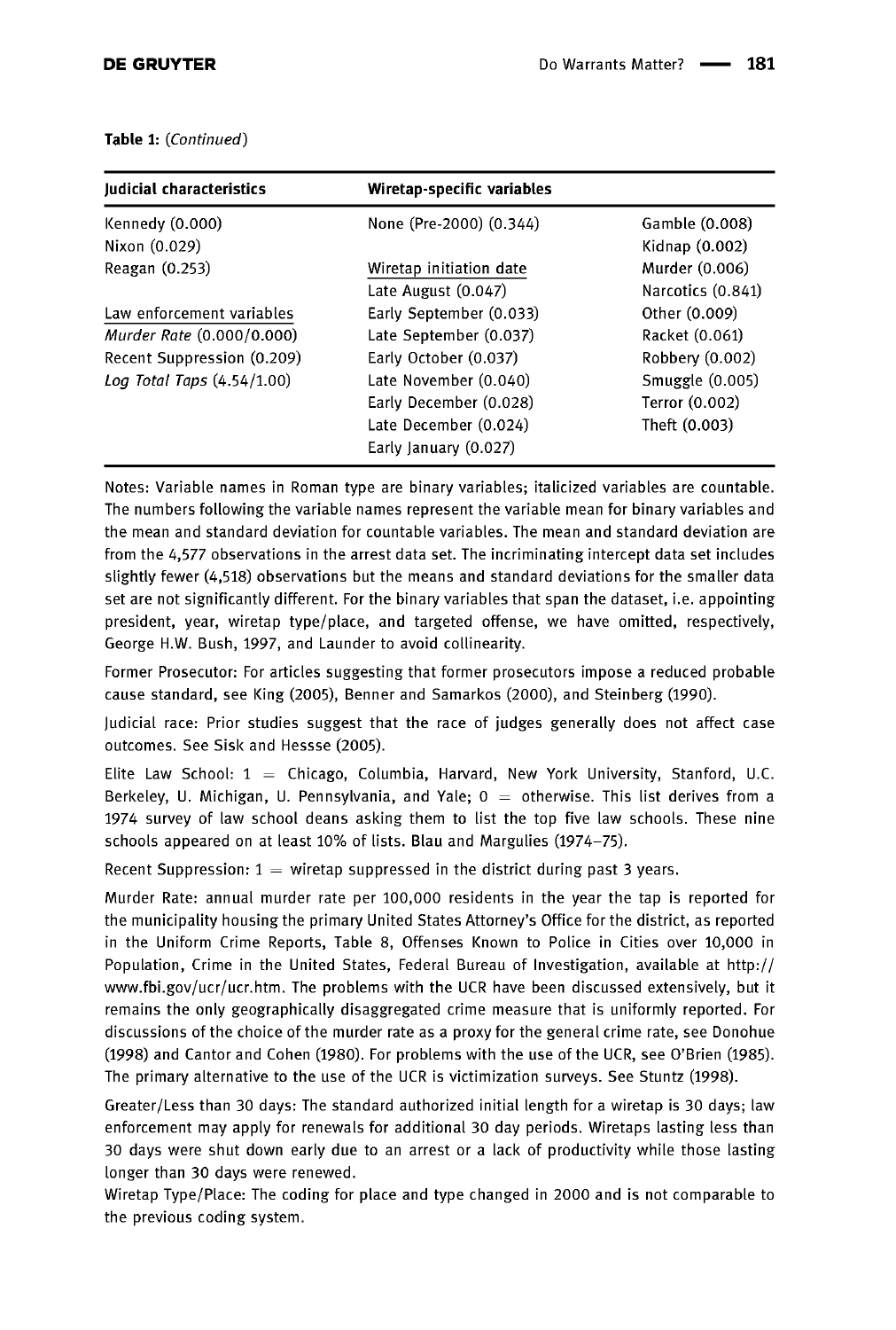**Table 1:** *(Continued)*

| Judicial characteristics | Wiretap-specific variables | |
|---|---|---|
| Kennedy (0.000) | None (Pre-2000) (0.344) | Gamble (0.008) |
| Nixon (0.029) | | Kidnap (0.002) |
| Reagan (0.253) | Wiretap initiation date | Murder (0.006) |
| | Late August (0.047) | Narcotics (0.841) |
| Law enforcement variables | Early September (0.033) | Other (0.009) |
| *Murder Rate* (0.000/0.000) | Late September (0.037) | Racket (0.061) |
| Recent Suppression (0.209) | Early October (0.037) | Robbery (0.002) |
| *Log Total Taps* (4.54/1.00) | Late November (0.040) | Smuggle (0.005) |
| | Early December (0.028) | Terror (0.002) |
| | Late December (0.024) | Theft (0.003) |
| | Early January (0.027) | |

Notes: Variable names in Roman type are binary variables; italicized variables are countable. The numbers following the variable names represent the variable mean for binary variables and the mean and standard deviation for countable variables. The mean and standard deviation are from the 4,577 observations in the arrest data set. The incriminating intercept data set includes slightly fewer (4,518) observations but the means and standard deviations for the smaller data set are not significantly different. For the binary variables that span the dataset, i.e. appointing president, year, wiretap type/place, and targeted offense, we have omitted, respectively, George H.W. Bush, 1997, and Launder to avoid collinearity.

Former Prosecutor: For articles suggesting that former prosecutors impose a reduced probable cause standard, see King (2005), Benner and Samarkos (2000), and Steinberg (1990).

Judicial race: Prior studies suggest that the race of judges generally does not affect case outcomes. See Sisk and Hessse (2005).

Elite Law School: 1 = Chicago, Columbia, Harvard, New York University, Stanford, U.C. Berkeley, U. Michigan, U. Pennsylvania, and Yale; 0 = otherwise. This list derives from a 1974 survey of law school deans asking them to list the top five law schools. These nine schools appeared on at least 10% of lists. Blau and Margulies (1974–75).

Recent Suppression: 1 = wiretap suppressed in the district during past 3 years.

Murder Rate: annual murder rate per 100,000 residents in the year the tap is reported for the municipality housing the primary United States Attorney's Office for the district, as reported in the Uniform Crime Reports, Table 8, Offenses Known to Police in Cities over 10,000 in Population, Crime in the United States, Federal Bureau of Investigation, available at http://www.fbi.gov/ucr/ucr.htm. The problems with the UCR have been discussed extensively, but it remains the only geographically disaggregated crime measure that is uniformly reported. For discussions of the choice of the murder rate as a proxy for the general crime rate, see Donohue (1998) and Cantor and Cohen (1980). For problems with the use of the UCR, see O'Brien (1985). The primary alternative to the use of the UCR is victimization surveys. See Stuntz (1998).

Greater/Less than 30 days: The standard authorized initial length for a wiretap is 30 days; law enforcement may apply for renewals for additional 30 day periods. Wiretaps lasting less than 30 days were shut down early due to an arrest or a lack of productivity while those lasting longer than 30 days were renewed.

Wiretap Type/Place: The coding for place and type changed in 2000 and is not comparable to the previous coding system.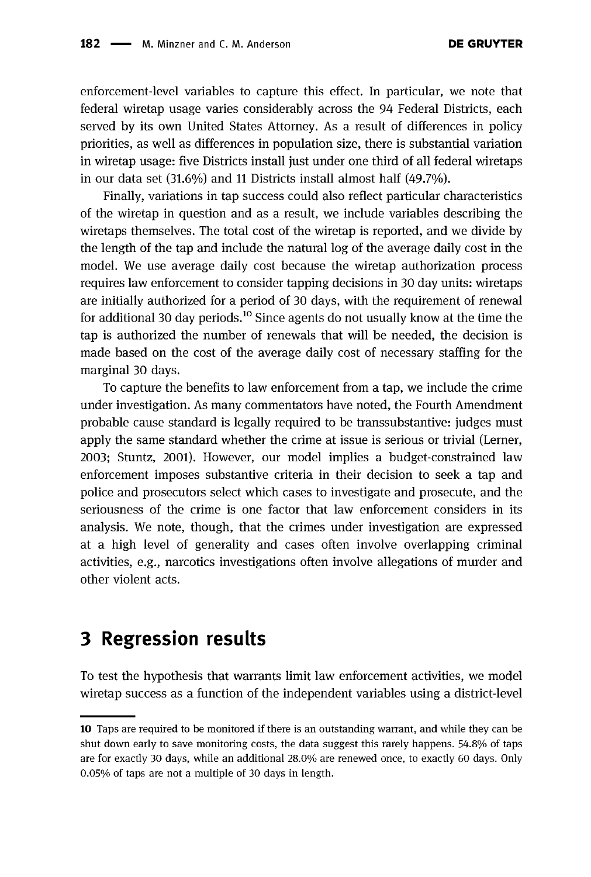enforcement-level variables to capture this effect. In particular, we note that federal wiretap usage varies considerably across the 94 Federal Districts, each served by its own United States Attorney. As a result of differences in policy priorities, as well as differences in population size, there is substantial variation in wiretap usage: five Districts install just under one third of all federal wiretaps in our data set (31.6%) and 11 Districts install almost half (49.7%).

Finally, variations in tap success could also reflect particular characteristics of the wiretap in question and as a result, we include variables describing the wiretaps themselves. The total cost of the wiretap is reported, and we divide by the length of the tap and include the natural log of the average daily cost in the model. We use average daily cost because the wiretap authorization process requires law enforcement to consider tapping decisions in 30 day units: wiretaps are initially authorized for a period of 30 days, with the requirement of renewal for additional 30 day periods.[10] Since agents do not usually know at the time the tap is authorized the number of renewals that will be needed, the decision is made based on the cost of the average daily cost of necessary staffing for the marginal 30 days.

To capture the benefits to law enforcement from a tap, we include the crime under investigation. As many commentators have noted, the Fourth Amendment probable cause standard is legally required to be transsubstantive: judges must apply the same standard whether the crime at issue is serious or trivial (Lerner, 2003; Stuntz, 2001). However, our model implies a budget-constrained law enforcement imposes substantive criteria in their decision to seek a tap and police and prosecutors select which cases to investigate and prosecute, and the seriousness of the crime is one factor that law enforcement considers in its analysis. We note, though, that the crimes under investigation are expressed at a high level of generality and cases often involve overlapping criminal activities, e.g., narcotics investigations often involve allegations of murder and other violent acts.

# 3 Regression results

To test the hypothesis that warrants limit law enforcement activities, we model wiretap success as a function of the independent variables using a district-level

10 Taps are required to be monitored if there is an outstanding warrant, and while they can be shut down early to save monitoring costs, the data suggest this rarely happens. 54.8% of taps are for exactly 30 days, while an additional 28.0% are renewed once, to exactly 60 days. Only 0.05% of taps are not a multiple of 30 days in length.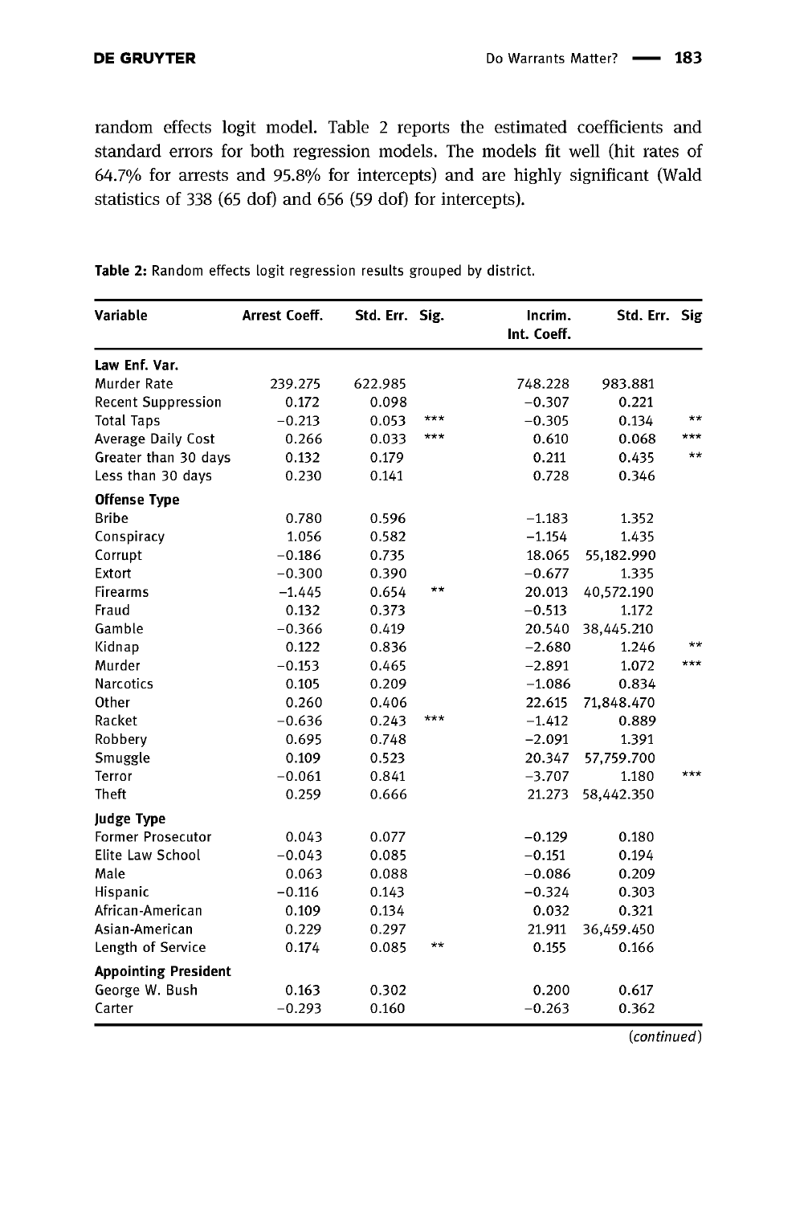random effects logit model. Table 2 reports the estimated coefficients and standard errors for both regression models. The models fit well (hit rates of 64.7% for arrests and 95.8% for intercepts) and are highly significant (Wald statistics of 338 (65 dof) and 656 (59 dof) for intercepts).

**Table 2:** Random effects logit regression results grouped by district.

| Variable | Arrest Coeff. | Std. Err. | Sig. | Incrim. Int. Coeff. | Std. Err. | Sig |
|---|---|---|---|---|---|---|
| **Law Enf. Var.** | | | | | | |
| Murder Rate | 239.275 | 622.985 | | 748.228 | 983.881 | |
| Recent Suppression | 0.172 | 0.098 | | −0.307 | 0.221 | |
| Total Taps | −0.213 | 0.053 | *** | −0.305 | 0.134 | ** |
| Average Daily Cost | 0.266 | 0.033 | *** | 0.610 | 0.068 | *** |
| Greater than 30 days | 0.132 | 0.179 | | 0.211 | 0.435 | ** |
| Less than 30 days | 0.230 | 0.141 | | 0.728 | 0.346 | |
| **Offense Type** | | | | | | |
| Bribe | 0.780 | 0.596 | | −1.183 | 1.352 | |
| Conspiracy | 1.056 | 0.582 | | −1.154 | 1.435 | |
| Corrupt | −0.186 | 0.735 | | 18.065 | 55,182.990 | |
| Extort | −0.300 | 0.390 | | −0.677 | 1.335 | |
| Firearms | −1.445 | 0.654 | ** | 20.013 | 40,572.190 | |
| Fraud | 0.132 | 0.373 | | −0.513 | 1.172 | |
| Gamble | −0.366 | 0.419 | | 20.540 | 38,445.210 | |
| Kidnap | 0.122 | 0.836 | | −2.680 | 1.246 | ** |
| Murder | −0.153 | 0.465 | | −2.891 | 1.072 | *** |
| Narcotics | 0.105 | 0.209 | | −1.086 | 0.834 | |
| Other | 0.260 | 0.406 | | 22.615 | 71,848.470 | |
| Racket | −0.636 | 0.243 | *** | −1.412 | 0.889 | |
| Robbery | 0.695 | 0.748 | | −2.091 | 1.391 | |
| Smuggle | 0.109 | 0.523 | | 20.347 | 57,759.700 | |
| Terror | −0.061 | 0.841 | | −3.707 | 1.180 | *** |
| Theft | 0.259 | 0.666 | | 21.273 | 58,442.350 | |
| **Judge Type** | | | | | | |
| Former Prosecutor | 0.043 | 0.077 | | −0.129 | 0.180 | |
| Elite Law School | −0.043 | 0.085 | | −0.151 | 0.194 | |
| Male | 0.063 | 0.088 | | −0.086 | 0.209 | |
| Hispanic | −0.116 | 0.143 | | −0.324 | 0.303 | |
| African-American | 0.109 | 0.134 | | 0.032 | 0.321 | |
| Asian-American | 0.229 | 0.297 | | 21.911 | 36,459.450 | |
| Length of Service | 0.174 | 0.085 | ** | 0.155 | 0.166 | |
| **Appointing President** | | | | | | |
| George W. Bush | 0.163 | 0.302 | | 0.200 | 0.617 | |
| Carter | −0.293 | 0.160 | | −0.263 | 0.362 | |

(*continued*)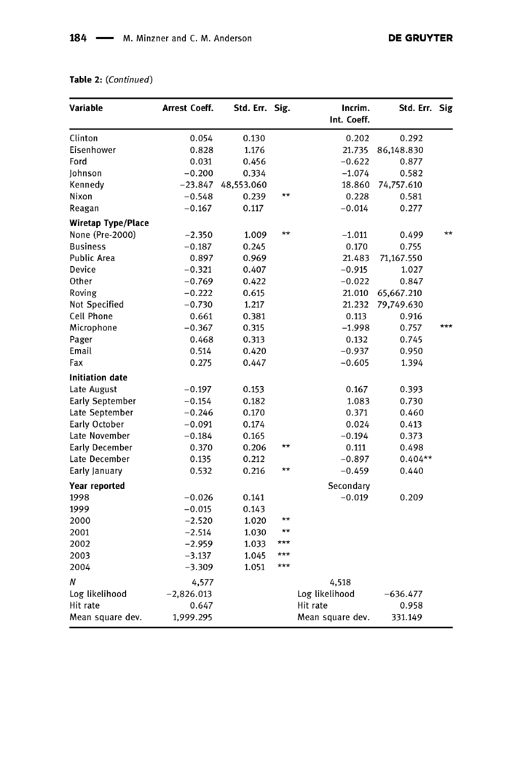**Table 2:** (*Continued*)

| Variable | Arrest Coeff. | Std. Err. | Sig. | Incrim. Int. Coeff. | Std. Err. | Sig |
|---|---|---|---|---|---|---|
| Clinton | 0.054 | 0.130 | | 0.202 | 0.292 | |
| Eisenhower | 0.828 | 1.176 | | 21.735 | 86,148.830 | |
| Ford | 0.031 | 0.456 | | −0.622 | 0.877 | |
| Johnson | −0.200 | 0.334 | | −1.074 | 0.582 | |
| Kennedy | −23.847 | 48,553.060 | | 18.860 | 74,757.610 | |
| Nixon | −0.548 | 0.239 | ** | 0.228 | 0.581 | |
| Reagan | −0.167 | 0.117 | | −0.014 | 0.277 | |
| **Wiretap Type/Place** | | | | | | |
| None (Pre-2000) | −2.350 | 1.009 | ** | −1.011 | 0.499 | ** |
| Business | −0.187 | 0.245 | | 0.170 | 0.755 | |
| Public Area | 0.897 | 0.969 | | 21.483 | 71,167.550 | |
| Device | −0.321 | 0.407 | | −0.915 | 1.027 | |
| Other | −0.769 | 0.422 | | −0.022 | 0.847 | |
| Roving | −0.222 | 0.615 | | 21.010 | 65,667.210 | |
| Not Specified | −0.730 | 1.217 | | 21.232 | 79,749.630 | |
| Cell Phone | 0.661 | 0.381 | | 0.113 | 0.916 | |
| Microphone | −0.367 | 0.315 | | −1.998 | 0.757 | *** |
| Pager | 0.468 | 0.313 | | 0.132 | 0.745 | |
| Email | 0.514 | 0.420 | | −0.937 | 0.950 | |
| Fax | 0.275 | 0.447 | | −0.605 | 1.394 | |
| **Initiation date** | | | | | | |
| Late August | −0.197 | 0.153 | | 0.167 | 0.393 | |
| Early September | −0.154 | 0.182 | | 1.083 | 0.730 | |
| Late September | −0.246 | 0.170 | | 0.371 | 0.460 | |
| Early October | −0.091 | 0.174 | | 0.024 | 0.413 | |
| Late November | −0.184 | 0.165 | | −0.194 | 0.373 | |
| Early December | 0.370 | 0.206 | ** | 0.111 | 0.498 | |
| Late December | 0.135 | 0.212 | | −0.897 | 0.404** | |
| Early January | 0.532 | 0.216 | ** | −0.459 | 0.440 | |
| **Year reported** | | | | Secondary | | |
| 1998 | −0.026 | 0.141 | | −0.019 | 0.209 | |
| 1999 | −0.015 | 0.143 | | | | |
| 2000 | −2.520 | 1.020 | ** | | | |
| 2001 | −2.514 | 1.030 | ** | | | |
| 2002 | −2.959 | 1.033 | *** | | | |
| 2003 | −3.137 | 1.045 | *** | | | |
| 2004 | −3.309 | 1.051 | *** | | | |
| *N* | 4,577 | | | 4,518 | | |
| Log likelihood | −2,826.013 | | | Log likelihood | −636.477 | |
| Hit rate | 0.647 | | | Hit rate | 0.958 | |
| Mean square dev. | 1,999.295 | | | Mean square dev. | 331.149 | |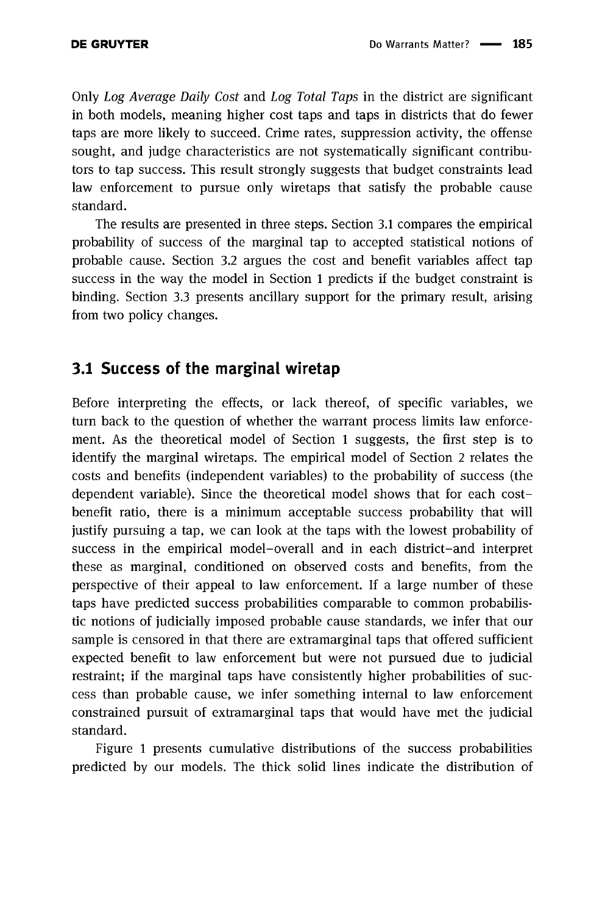Only *Log Average Daily Cost* and *Log Total Taps* in the district are significant in both models, meaning higher cost taps and taps in districts that do fewer taps are more likely to succeed. Crime rates, suppression activity, the offense sought, and judge characteristics are not systematically significant contributors to tap success. This result strongly suggests that budget constraints lead law enforcement to pursue only wiretaps that satisfy the probable cause standard.

The results are presented in three steps. Section 3.1 compares the empirical probability of success of the marginal tap to accepted statistical notions of probable cause. Section 3.2 argues the cost and benefit variables affect tap success in the way the model in Section 1 predicts if the budget constraint is binding. Section 3.3 presents ancillary support for the primary result, arising from two policy changes.

## 3.1 Success of the marginal wiretap

Before interpreting the effects, or lack thereof, of specific variables, we turn back to the question of whether the warrant process limits law enforcement. As the theoretical model of Section 1 suggests, the first step is to identify the marginal wiretaps. The empirical model of Section 2 relates the costs and benefits (independent variables) to the probability of success (the dependent variable). Since the theoretical model shows that for each cost-benefit ratio, there is a minimum acceptable success probability that will justify pursuing a tap, we can look at the taps with the lowest probability of success in the empirical model–overall and in each district–and interpret these as marginal, conditioned on observed costs and benefits, from the perspective of their appeal to law enforcement. If a large number of these taps have predicted success probabilities comparable to common probabilistic notions of judicially imposed probable cause standards, we infer that our sample is censored in that there are extramarginal taps that offered sufficient expected benefit to law enforcement but were not pursued due to judicial restraint; if the marginal taps have consistently higher probabilities of success than probable cause, we infer something internal to law enforcement constrained pursuit of extramarginal taps that would have met the judicial standard.

Figure 1 presents cumulative distributions of the success probabilities predicted by our models. The thick solid lines indicate the distribution of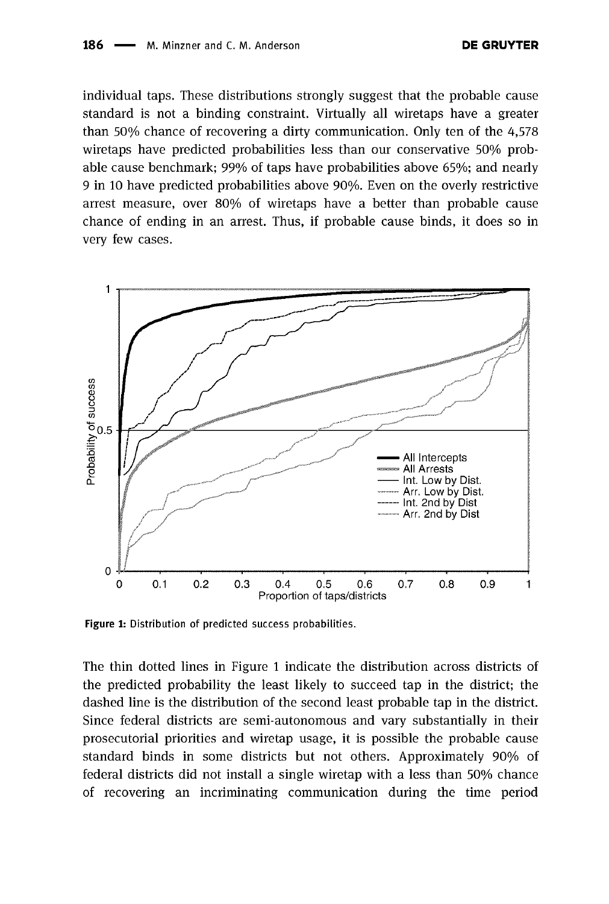individual taps. These distributions strongly suggest that the probable cause standard is not a binding constraint. Virtually all wiretaps have a greater than 50% chance of recovering a dirty communication. Only ten of the 4,578 wiretaps have predicted probabilities less than our conservative 50% probable cause benchmark; 99% of taps have probabilities above 65%; and nearly 9 in 10 have predicted probabilities above 90%. Even on the overly restrictive arrest measure, over 80% of wiretaps have a better than probable cause chance of ending in an arrest. Thus, if probable cause binds, it does so in very few cases.

**Figure 1:** Distribution of predicted success probabilities.

The thin dotted lines in Figure 1 indicate the distribution across districts of the predicted probability the least likely to succeed tap in the district; the dashed line is the distribution of the second least probable tap in the district. Since federal districts are semi-autonomous and vary substantially in their prosecutorial priorities and wiretap usage, it is possible the probable cause standard binds in some districts but not others. Approximately 90% of federal districts did not install a single wiretap with a less than 50% chance of recovering an incriminating communication during the time period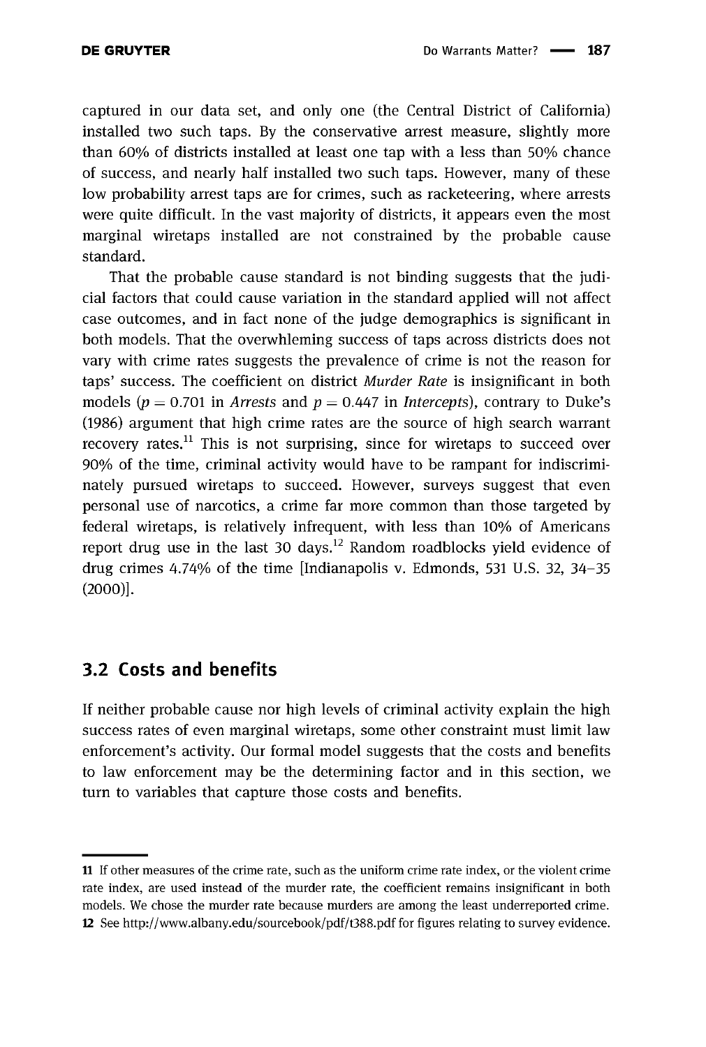captured in our data set, and only one (the Central District of California) installed two such taps. By the conservative arrest measure, slightly more than 60% of districts installed at least one tap with a less than 50% chance of success, and nearly half installed two such taps. However, many of these low probability arrest taps are for crimes, such as racketeering, where arrests were quite difficult. In the vast majority of districts, it appears even the most marginal wiretaps installed are not constrained by the probable cause standard.

That the probable cause standard is not binding suggests that the judicial factors that could cause variation in the standard applied will not affect case outcomes, and in fact none of the judge demographics is significant in both models. That the overwhleming success of taps across districts does not vary with crime rates suggests the prevalence of crime is not the reason for taps' success. The coefficient on district *Murder Rate* is insignificant in both models ($p = 0.701$ in *Arrests* and $p = 0.447$ in *Intercepts*), contrary to Duke's (1986) argument that high crime rates are the source of high search warrant recovery rates.[11] This is not surprising, since for wiretaps to succeed over 90% of the time, criminal activity would have to be rampant for indiscriminately pursued wiretaps to succeed. However, surveys suggest that even personal use of narcotics, a crime far more common than those targeted by federal wiretaps, is relatively infrequent, with less than 10% of Americans report drug use in the last 30 days.[12] Random roadblocks yield evidence of drug crimes 4.74% of the time [Indianapolis v. Edmonds, 531 U.S. 32, 34–35 (2000)].

## 3.2 Costs and benefits

If neither probable cause nor high levels of criminal activity explain the high success rates of even marginal wiretaps, some other constraint must limit law enforcement's activity. Our formal model suggests that the costs and benefits to law enforcement may be the determining factor and in this section, we turn to variables that capture those costs and benefits.

---

11 If other measures of the crime rate, such as the uniform crime rate index, or the violent crime rate index, are used instead of the murder rate, the coefficient remains insignificant in both models. We chose the murder rate because murders are among the least underreported crime.

12 See http://www.albany.edu/sourcebook/pdf/t388.pdf for figures relating to survey evidence.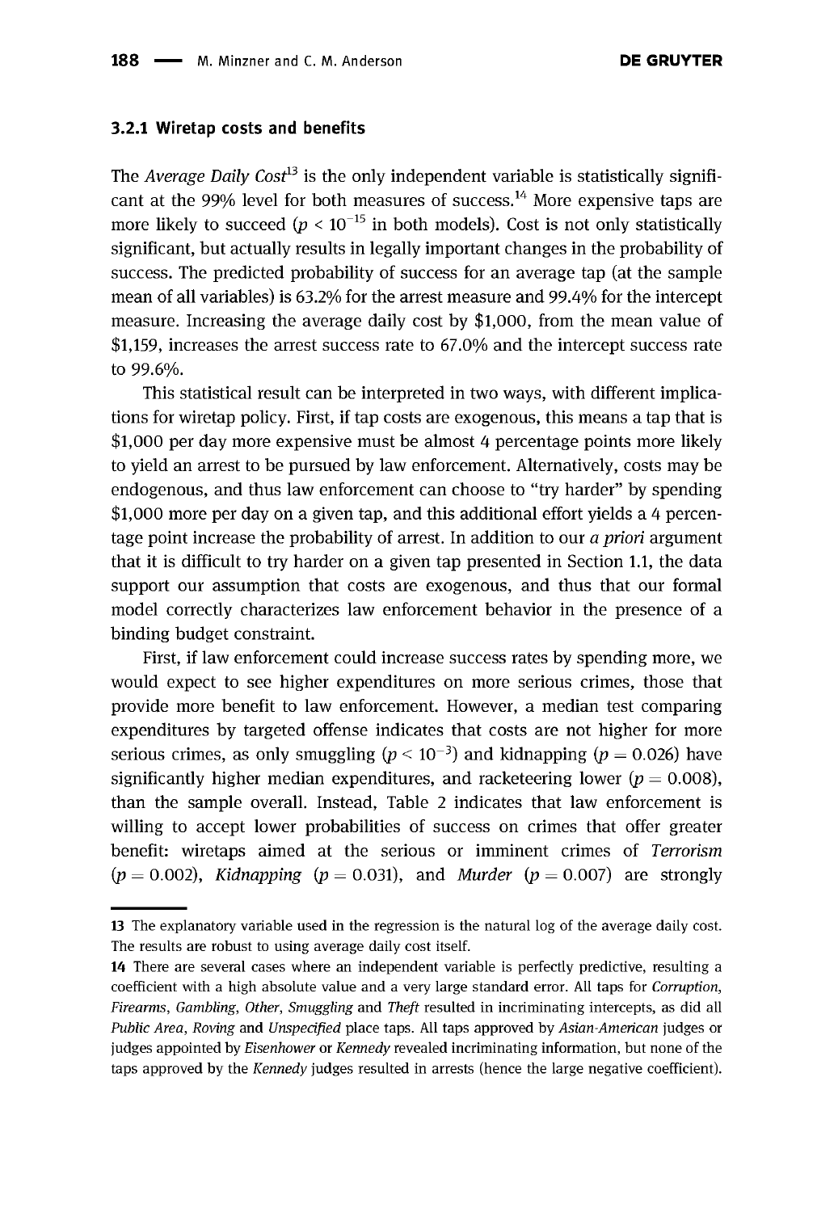### 3.2.1 Wiretap costs and benefits

The *Average Daily Cost*[13] is the only independent variable is statistically significant at the 99% level for both measures of success.[14] More expensive taps are more likely to succeed ($p < 10^{-15}$ in both models). Cost is not only statistically significant, but actually results in legally important changes in the probability of success. The predicted probability of success for an average tap (at the sample mean of all variables) is 63.2% for the arrest measure and 99.4% for the intercept measure. Increasing the average daily cost by $1,000, from the mean value of $1,159, increases the arrest success rate to 67.0% and the intercept success rate to 99.6%.

This statistical result can be interpreted in two ways, with different implications for wiretap policy. First, if tap costs are exogenous, this means a tap that is $1,000 per day more expensive must be almost 4 percentage points more likely to yield an arrest to be pursued by law enforcement. Alternatively, costs may be endogenous, and thus law enforcement can choose to "try harder" by spending $1,000 more per day on a given tap, and this additional effort yields a 4 percentage point increase the probability of arrest. In addition to our *a priori* argument that it is difficult to try harder on a given tap presented in Section 1.1, the data support our assumption that costs are exogenous, and thus that our formal model correctly characterizes law enforcement behavior in the presence of a binding budget constraint.

First, if law enforcement could increase success rates by spending more, we would expect to see higher expenditures on more serious crimes, those that provide more benefit to law enforcement. However, a median test comparing expenditures by targeted offense indicates that costs are not higher for more serious crimes, as only smuggling ($p < 10^{-3}$) and kidnapping ($p = 0.026$) have significantly higher median expenditures, and racketeering lower ($p = 0.008$), than the sample overall. Instead, Table 2 indicates that law enforcement is willing to accept lower probabilities of success on crimes that offer greater benefit: wiretaps aimed at the serious or imminent crimes of *Terrorism* ($p = 0.002$), *Kidnapping* ($p = 0.031$), and *Murder* ($p = 0.007$) are strongly

---

13 The explanatory variable used in the regression is the natural log of the average daily cost. The results are robust to using average daily cost itself.

14 There are several cases where an independent variable is perfectly predictive, resulting a coefficient with a high absolute value and a very large standard error. All taps for *Corruption*, *Firearms*, *Gambling*, *Other*, *Smuggling* and *Theft* resulted in incriminating intercepts, as did all *Public Area*, *Roving* and *Unspecified* place taps. All taps approved by *Asian-American* judges or judges appointed by *Eisenhower* or *Kennedy* revealed incriminating information, but none of the taps approved by the *Kennedy* judges resulted in arrests (hence the large negative coefficient).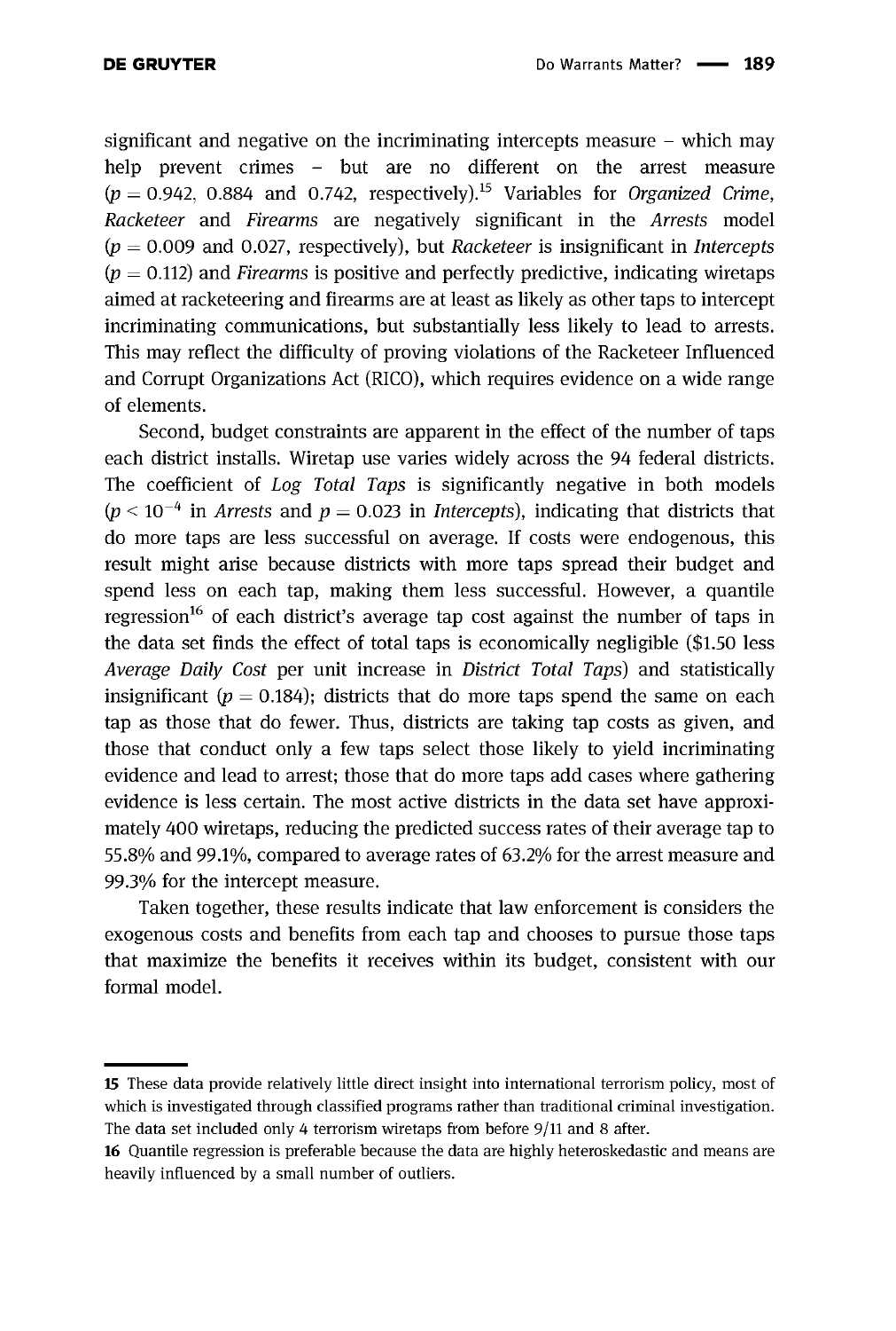significant and negative on the incriminating intercepts measure – which may help prevent crimes – but are no different on the arrest measure ($p = 0.942$, 0.884 and 0.742, respectively).[15] Variables for *Organized Crime*, *Racketeer* and *Firearms* are negatively significant in the *Arrests* model ($p = 0.009$ and 0.027, respectively), but *Racketeer* is insignificant in *Intercepts* ($p = 0.112$) and *Firearms* is positive and perfectly predictive, indicating wiretaps aimed at racketeering and firearms are at least as likely as other taps to intercept incriminating communications, but substantially less likely to lead to arrests. This may reflect the difficulty of proving violations of the Racketeer Influenced and Corrupt Organizations Act (RICO), which requires evidence on a wide range of elements.

Second, budget constraints are apparent in the effect of the number of taps each district installs. Wiretap use varies widely across the 94 federal districts. The coefficient of *Log Total Taps* is significantly negative in both models ($p < 10^{-4}$ in *Arrests* and $p = 0.023$ in *Intercepts*), indicating that districts that do more taps are less successful on average. If costs were endogenous, this result might arise because districts with more taps spread their budget and spend less on each tap, making them less successful. However, a quantile regression[16] of each district's average tap cost against the number of taps in the data set finds the effect of total taps is economically negligible ($1.50 less *Average Daily Cost* per unit increase in *District Total Taps*) and statistically insignificant ($p = 0.184$); districts that do more taps spend the same on each tap as those that do fewer. Thus, districts are taking tap costs as given, and those that conduct only a few taps select those likely to yield incriminating evidence and lead to arrest; those that do more taps add cases where gathering evidence is less certain. The most active districts in the data set have approximately 400 wiretaps, reducing the predicted success rates of their average tap to 55.8% and 99.1%, compared to average rates of 63.2% for the arrest measure and 99.3% for the intercept measure.

Taken together, these results indicate that law enforcement is considers the exogenous costs and benefits from each tap and chooses to pursue those taps that maximize the benefits it receives within its budget, consistent with our formal model.

---

15 These data provide relatively little direct insight into international terrorism policy, most of which is investigated through classified programs rather than traditional criminal investigation. The data set included only 4 terrorism wiretaps from before 9/11 and 8 after.

16 Quantile regression is preferable because the data are highly heteroskedastic and means are heavily influenced by a small number of outliers.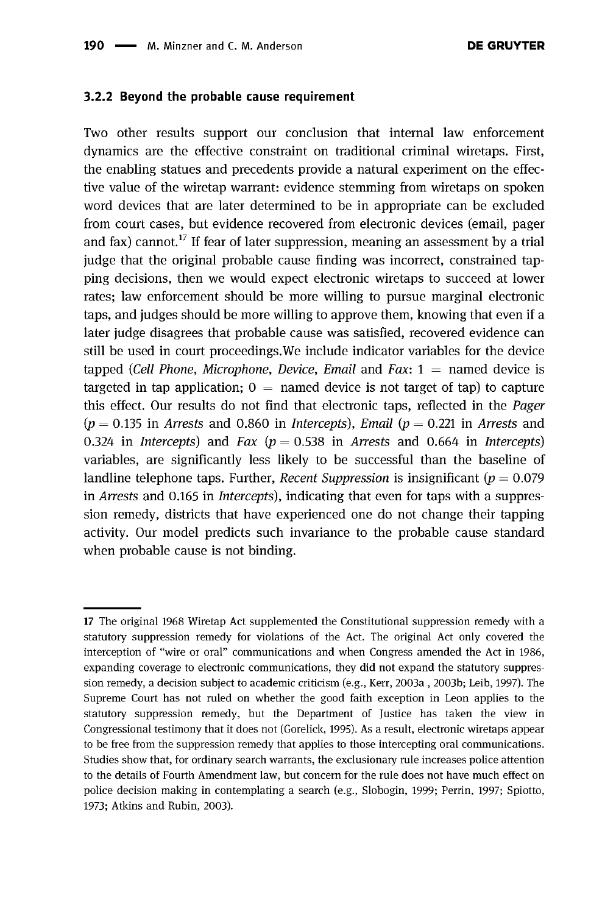### 3.2.2 Beyond the probable cause requirement

Two other results support our conclusion that internal law enforcement dynamics are the effective constraint on traditional criminal wiretaps. First, the enabling statues and precedents provide a natural experiment on the effective value of the wiretap warrant: evidence stemming from wiretaps on spoken word devices that are later determined to be in appropriate can be excluded from court cases, but evidence recovered from electronic devices (email, pager and fax) cannot.[17] If fear of later suppression, meaning an assessment by a trial judge that the original probable cause finding was incorrect, constrained tapping decisions, then we would expect electronic wiretaps to succeed at lower rates; law enforcement should be more willing to pursue marginal electronic taps, and judges should be more willing to approve them, knowing that even if a later judge disagrees that probable cause was satisfied, recovered evidence can still be used in court proceedings.We include indicator variables for the device tapped (*Cell Phone*, *Microphone*, *Device*, *Email* and *Fax*: 1 = named device is targeted in tap application; 0 = named device is not target of tap) to capture this effect. Our results do not find that electronic taps, reflected in the *Pager* ($p = 0.135$ in *Arrests* and 0.860 in *Intercepts*), *Email* ($p = 0.221$ in *Arrests* and 0.324 in *Intercepts*) and *Fax* ($p = 0.538$ in *Arrests* and 0.664 in *Intercepts*) variables, are significantly less likely to be successful than the baseline of landline telephone taps. Further, *Recent Suppression* is insignificant ($p = 0.079$ in *Arrests* and 0.165 in *Intercepts*), indicating that even for taps with a suppression remedy, districts that have experienced one do not change their tapping activity. Our model predicts such invariance to the probable cause standard when probable cause is not binding.

---

17 The original 1968 Wiretap Act supplemented the Constitutional suppression remedy with a statutory suppression remedy for violations of the Act. The original Act only covered the interception of "wire or oral" communications and when Congress amended the Act in 1986, expanding coverage to electronic communications, they did not expand the statutory suppression remedy, a decision subject to academic criticism (e.g., Kerr, 2003a , 2003b; Leib, 1997). The Supreme Court has not ruled on whether the good faith exception in Leon applies to the statutory suppression remedy, but the Department of Justice has taken the view in Congressional testimony that it does not (Gorelick, 1995). As a result, electronic wiretaps appear to be free from the suppression remedy that applies to those intercepting oral communications. Studies show that, for ordinary search warrants, the exclusionary rule increases police attention to the details of Fourth Amendment law, but concern for the rule does not have much effect on police decision making in contemplating a search (e.g., Slobogin, 1999; Perrin, 1997; Spiotto, 1973; Atkins and Rubin, 2003).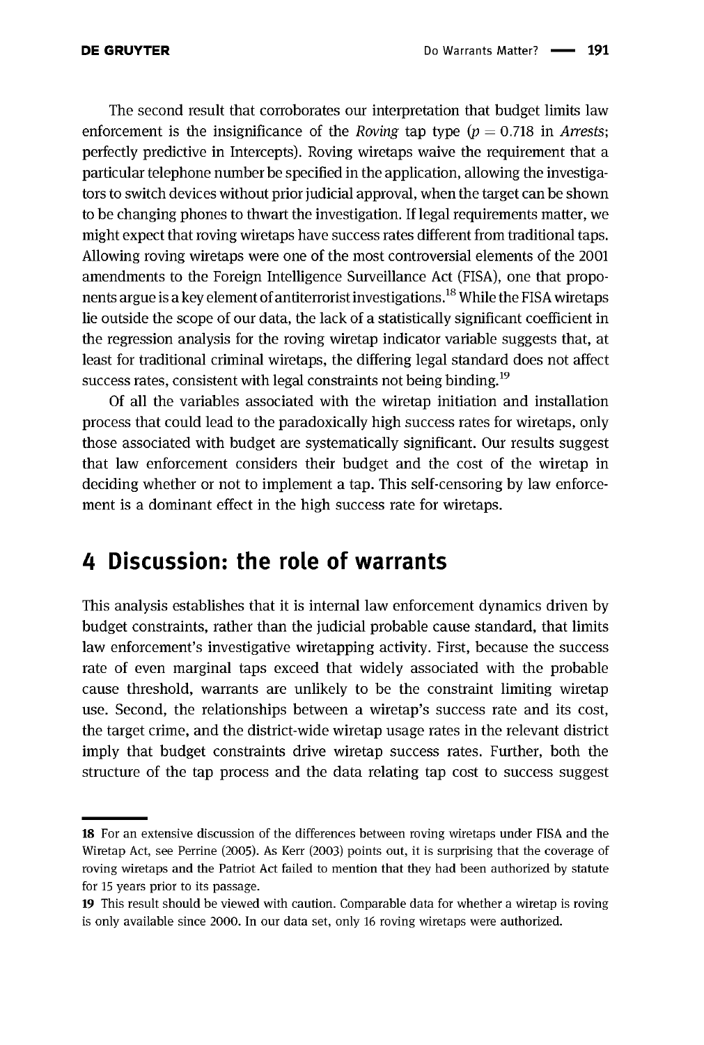The second result that corroborates our interpretation that budget limits law enforcement is the insignificance of the *Roving* tap type ($p = 0.718$ in *Arrests*; perfectly predictive in Intercepts). Roving wiretaps waive the requirement that a particular telephone number be specified in the application, allowing the investigators to switch devices without prior judicial approval, when the target can be shown to be changing phones to thwart the investigation. If legal requirements matter, we might expect that roving wiretaps have success rates different from traditional taps. Allowing roving wiretaps were one of the most controversial elements of the 2001 amendments to the Foreign Intelligence Surveillance Act (FISA), one that proponents argue is a key element of antiterrorist investigations.[18] While the FISA wiretaps lie outside the scope of our data, the lack of a statistically significant coefficient in the regression analysis for the roving wiretap indicator variable suggests that, at least for traditional criminal wiretaps, the differing legal standard does not affect success rates, consistent with legal constraints not being binding.[19]

Of all the variables associated with the wiretap initiation and installation process that could lead to the paradoxically high success rates for wiretaps, only those associated with budget are systematically significant. Our results suggest that law enforcement considers their budget and the cost of the wiretap in deciding whether or not to implement a tap. This self-censoring by law enforcement is a dominant effect in the high success rate for wiretaps.

# 4 Discussion: the role of warrants

This analysis establishes that it is internal law enforcement dynamics driven by budget constraints, rather than the judicial probable cause standard, that limits law enforcement's investigative wiretapping activity. First, because the success rate of even marginal taps exceed that widely associated with the probable cause threshold, warrants are unlikely to be the constraint limiting wiretap use. Second, the relationships between a wiretap's success rate and its cost, the target crime, and the district-wide wiretap usage rates in the relevant district imply that budget constraints drive wiretap success rates. Further, both the structure of the tap process and the data relating tap cost to success suggest

---

**18** For an extensive discussion of the differences between roving wiretaps under FISA and the Wiretap Act, see Perrine (2005). As Kerr (2003) points out, it is surprising that the coverage of roving wiretaps and the Patriot Act failed to mention that they had been authorized by statute for 15 years prior to its passage.

**19** This result should be viewed with caution. Comparable data for whether a wiretap is roving is only available since 2000. In our data set, only 16 roving wiretaps were authorized.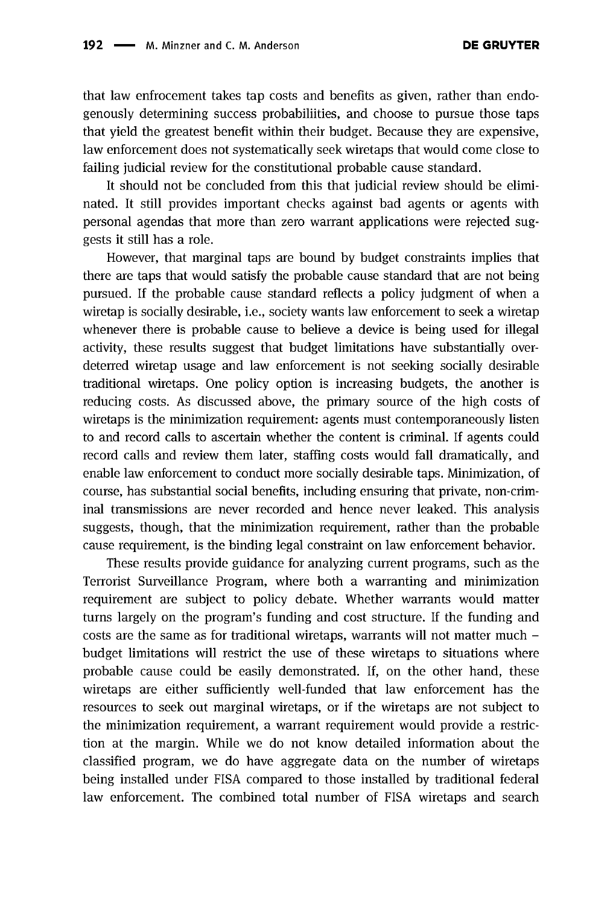that law enfrocement takes tap costs and benefits as given, rather than endogenously determining success probabiliities, and choose to pursue those taps that yield the greatest benefit within their budget. Because they are expensive, law enforcement does not systematically seek wiretaps that would come close to failing judicial review for the constitutional probable cause standard.

It should not be concluded from this that judicial review should be eliminated. It still provides important checks against bad agents or agents with personal agendas that more than zero warrant applications were rejected suggests it still has a role.

However, that marginal taps are bound by budget constraints implies that there are taps that would satisfy the probable cause standard that are not being pursued. If the probable cause standard reflects a policy judgment of when a wiretap is socially desirable, i.e., society wants law enforcement to seek a wiretap whenever there is probable cause to believe a device is being used for illegal activity, these results suggest that budget limitations have substantially overdeterred wiretap usage and law enforcement is not seeking socially desirable traditional wiretaps. One policy option is increasing budgets, the another is reducing costs. As discussed above, the primary source of the high costs of wiretaps is the minimization requirement: agents must contemporaneously listen to and record calls to ascertain whether the content is criminal. If agents could record calls and review them later, staffing costs would fall dramatically, and enable law enforcement to conduct more socially desirable taps. Minimization, of course, has substantial social benefits, including ensuring that private, non-criminal transmissions are never recorded and hence never leaked. This analysis suggests, though, that the minimization requirement, rather than the probable cause requirement, is the binding legal constraint on law enforcement behavior.

These results provide guidance for analyzing current programs, such as the Terrorist Surveillance Program, where both a warranting and minimization requirement are subject to policy debate. Whether warrants would matter turns largely on the program's funding and cost structure. If the funding and costs are the same as for traditional wiretaps, warrants will not matter much – budget limitations will restrict the use of these wiretaps to situations where probable cause could be easily demonstrated. If, on the other hand, these wiretaps are either sufficiently well-funded that law enforcement has the resources to seek out marginal wiretaps, or if the wiretaps are not subject to the minimization requirement, a warrant requirement would provide a restriction at the margin. While we do not know detailed information about the classified program, we do have aggregate data on the number of wiretaps being installed under FISA compared to those installed by traditional federal law enforcement. The combined total number of FISA wiretaps and search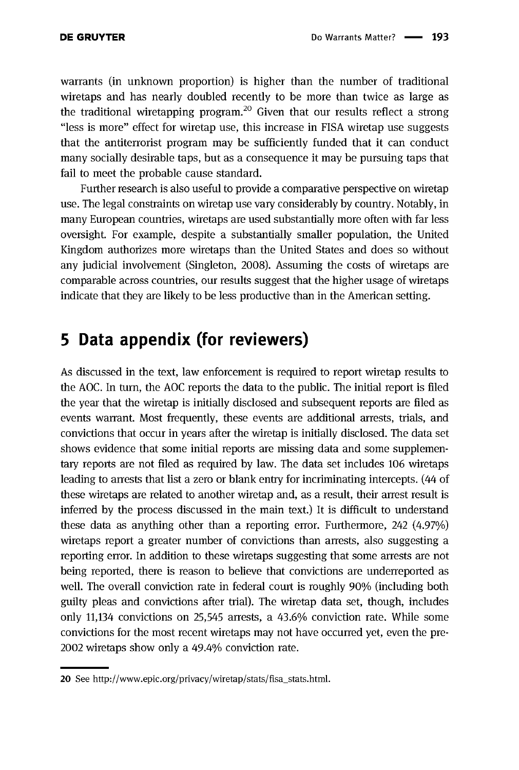warrants (in unknown proportion) is higher than the number of traditional wiretaps and has nearly doubled recently to be more than twice as large as the traditional wiretapping program.[20] Given that our results reflect a strong "less is more" effect for wiretap use, this increase in FISA wiretap use suggests that the antiterrorist program may be sufficiently funded that it can conduct many socially desirable taps, but as a consequence it may be pursuing taps that fail to meet the probable cause standard.

Further research is also useful to provide a comparative perspective on wiretap use. The legal constraints on wiretap use vary considerably by country. Notably, in many European countries, wiretaps are used substantially more often with far less oversight. For example, despite a substantially smaller population, the United Kingdom authorizes more wiretaps than the United States and does so without any judicial involvement (Singleton, 2008). Assuming the costs of wiretaps are comparable across countries, our results suggest that the higher usage of wiretaps indicate that they are likely to be less productive than in the American setting.

# 5 Data appendix (for reviewers)

As discussed in the text, law enforcement is required to report wiretap results to the AOC. In turn, the AOC reports the data to the public. The initial report is filed the year that the wiretap is initially disclosed and subsequent reports are filed as events warrant. Most frequently, these events are additional arrests, trials, and convictions that occur in years after the wiretap is initially disclosed. The data set shows evidence that some initial reports are missing data and some supplementary reports are not filed as required by law. The data set includes 106 wiretaps leading to arrests that list a zero or blank entry for incriminating intercepts. (44 of these wiretaps are related to another wiretap and, as a result, their arrest result is inferred by the process discussed in the main text.) It is difficult to understand these data as anything other than a reporting error. Furthermore, 242 (4.97%) wiretaps report a greater number of convictions than arrests, also suggesting a reporting error. In addition to these wiretaps suggesting that some arrests are not being reported, there is reason to believe that convictions are underreported as well. The overall conviction rate in federal court is roughly 90% (including both guilty pleas and convictions after trial). The wiretap data set, though, includes only 11,134 convictions on 25,545 arrests, a 43.6% conviction rate. While some convictions for the most recent wiretaps may not have occurred yet, even the pre-2002 wiretaps show only a 49.4% conviction rate.

---

20 See http://www.epic.org/privacy/wiretap/stats/fisa_stats.html.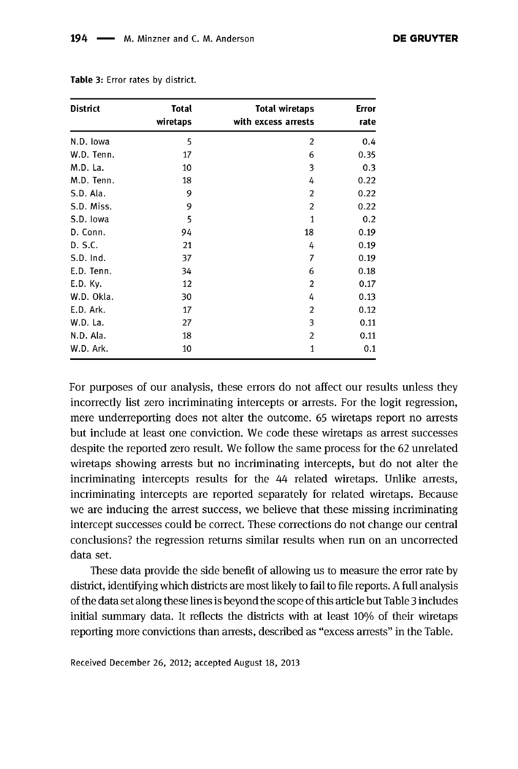**Table 3:** Error rates by district.

| District | Total wiretaps | Total wiretaps with excess arrests | Error rate |
|---|---|---|---|
| N.D. Iowa | 5 | 2 | 0.4 |
| W.D. Tenn. | 17 | 6 | 0.35 |
| M.D. La. | 10 | 3 | 0.3 |
| M.D. Tenn. | 18 | 4 | 0.22 |
| S.D. Ala. | 9 | 2 | 0.22 |
| S.D. Miss. | 9 | 2 | 0.22 |
| S.D. Iowa | 5 | 1 | 0.2 |
| D. Conn. | 94 | 18 | 0.19 |
| D. S.C. | 21 | 4 | 0.19 |
| S.D. Ind. | 37 | 7 | 0.19 |
| E.D. Tenn. | 34 | 6 | 0.18 |
| E.D. Ky. | 12 | 2 | 0.17 |
| W.D. Okla. | 30 | 4 | 0.13 |
| E.D. Ark. | 17 | 2 | 0.12 |
| W.D. La. | 27 | 3 | 0.11 |
| N.D. Ala. | 18 | 2 | 0.11 |
| W.D. Ark. | 10 | 1 | 0.1 |

For purposes of our analysis, these errors do not affect our results unless they incorrectly list zero incriminating intercepts or arrests. For the logit regression, mere underreporting does not alter the outcome. 65 wiretaps report no arrests but include at least one conviction. We code these wiretaps as arrest successes despite the reported zero result. We follow the same process for the 62 unrelated wiretaps showing arrests but no incriminating intercepts, but do not alter the incriminating intercepts results for the 44 related wiretaps. Unlike arrests, incriminating intercepts are reported separately for related wiretaps. Because we are inducing the arrest success, we believe that these missing incriminating intercept successes could be correct. These corrections do not change our central conclusions? the regression returns similar results when run on an uncorrected data set.

These data provide the side benefit of allowing us to measure the error rate by district, identifying which districts are most likely to fail to file reports. A full analysis of the data set along these lines is beyond the scope of this article but Table 3 includes initial summary data. It reflects the districts with at least 10% of their wiretaps reporting more convictions than arrests, described as "excess arrests" in the Table.

Received December 26, 2012; accepted August 18, 2013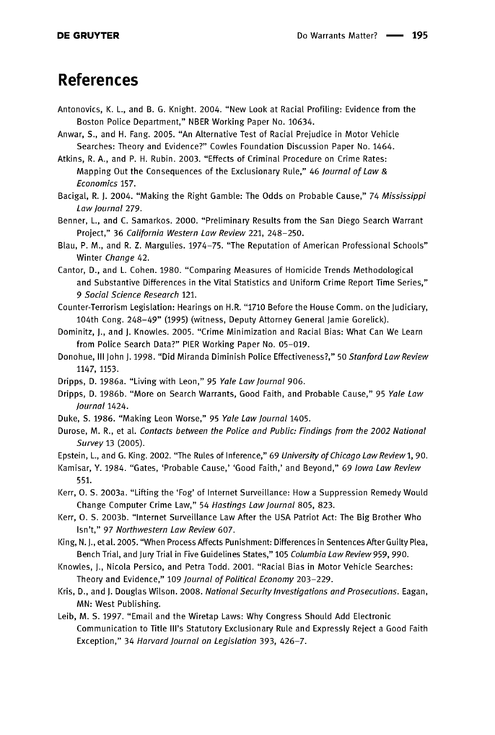# References

Antonovics, K. L., and B. G. Knight. 2004. "New Look at Racial Profiling: Evidence from the Boston Police Department," NBER Working Paper No. 10634.

Anwar, S., and H. Fang. 2005. "An Alternative Test of Racial Prejudice in Motor Vehicle Searches: Theory and Evidence?" Cowles Foundation Discussion Paper No. 1464.

Atkins, R. A., and P. H. Rubin. 2003. "Effects of Criminal Procedure on Crime Rates: Mapping Out the Consequences of the Exclusionary Rule," 46 *Journal of Law & Economics* 157.

Bacigal, R. J. 2004. "Making the Right Gamble: The Odds on Probable Cause," 74 *Mississippi Law Journal* 279.

Benner, L., and C. Samarkos. 2000. "Preliminary Results from the San Diego Search Warrant Project," 36 *California Western Law Review* 221, 248–250.

Blau, P. M., and R. Z. Margulies. 1974–75. "The Reputation of American Professional Schools" Winter *Change* 42.

Cantor, D., and L. Cohen. 1980. "Comparing Measures of Homicide Trends Methodological and Substantive Differences in the Vital Statistics and Uniform Crime Report Time Series," 9 *Social Science Research* 121.

Counter-Terrorism Legislation: Hearings on H.R. "1710 Before the House Comm. on the Judiciary, 104th Cong. 248–49" (1995) (witness, Deputy Attorney General Jamie Gorelick).

Dominitz, J., and J. Knowles. 2005. "Crime Minimization and Racial Bias: What Can We Learn from Police Search Data?" PIER Working Paper No. 05-019.

Donohue, III John J. 1998. "Did Miranda Diminish Police Effectiveness?," 50 *Stanford Law Review* 1147, 1153.

Dripps, D. 1986a. "Living with Leon," 95 *Yale Law Journal* 906.

Dripps, D. 1986b. "More on Search Warrants, Good Faith, and Probable Cause," 95 *Yale Law Journal* 1424.

Duke, S. 1986. "Making Leon Worse," 95 *Yale Law Journal* 1405.

Durose, M. R., et al. *Contacts between the Police and Public: Findings from the 2002 National Survey* 13 (2005).

Epstein, L., and G. King. 2002. "The Rules of Inference," 69 *University of Chicago Law Review* 1, 90.

Kamisar, Y. 1984. "Gates, 'Probable Cause,' 'Good Faith,' and Beyond," 69 *Iowa Law Review* 551.

Kerr, O. S. 2003a. "Lifting the 'Fog' of Internet Surveillance: How a Suppression Remedy Would Change Computer Crime Law," 54 *Hastings Law Journal* 805, 823.

Kerr, O. S. 2003b. "Internet Surveillance Law After the USA Patriot Act: The Big Brother Who Isn't," 97 *Northwestern Law Review* 607.

King, N. J., et al. 2005. "When Process Affects Punishment: Differences in Sentences After Guilty Plea, Bench Trial, and Jury Trial in Five Guidelines States," 105 *Columbia Law Review* 959, 990.

Knowles, J., Nicola Persico, and Petra Todd. 2001. "Racial Bias in Motor Vehicle Searches: Theory and Evidence," 109 *Journal of Political Economy* 203–229.

Kris, D., and J. Douglas Wilson. 2008. *National Security Investigations and Prosecutions*. Eagan, MN: West Publishing.

Leib, M. S. 1997. "Email and the Wiretap Laws: Why Congress Should Add Electronic Communication to Title III's Statutory Exclusionary Rule and Expressly Reject a Good Faith Exception," 34 *Harvard Journal on Legislation* 393, 426–7.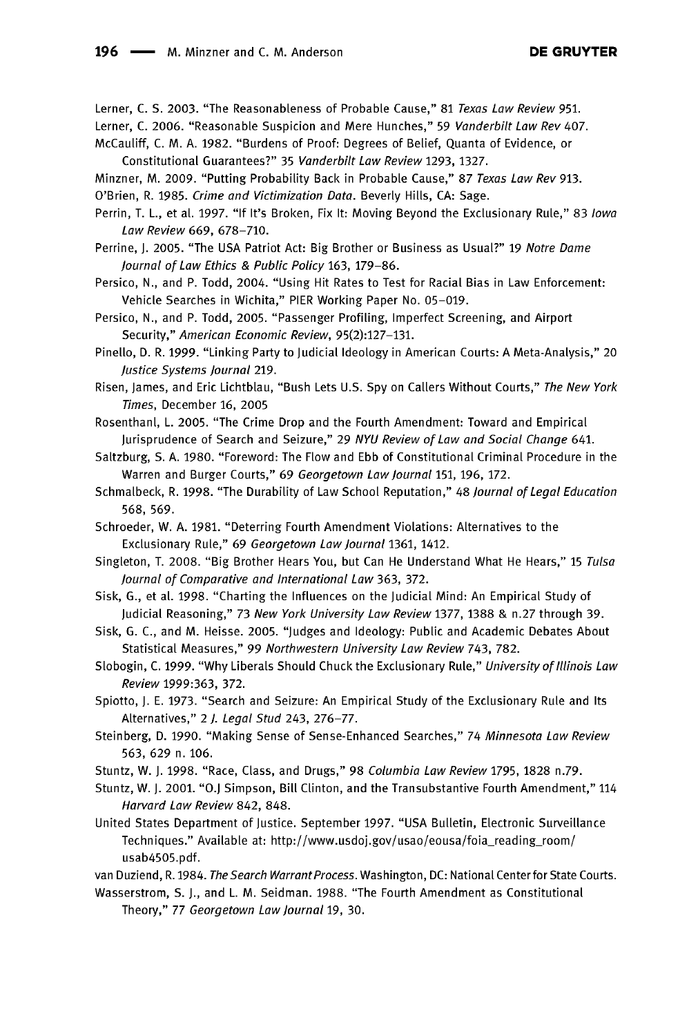Lerner, C. S. 2003. "The Reasonableness of Probable Cause," 81 *Texas Law Review* 951.

Lerner, C. 2006. "Reasonable Suspicion and Mere Hunches," 59 *Vanderbilt Law Rev* 407.

McCauliff, C. M. A. 1982. "Burdens of Proof: Degrees of Belief, Quanta of Evidence, or Constitutional Guarantees?" 35 *Vanderbilt Law Review* 1293, 1327.

Minzner, M. 2009. "Putting Probability Back in Probable Cause," 87 *Texas Law Rev* 913.

O'Brien, R. 1985. *Crime and Victimization Data*. Beverly Hills, CA: Sage.

Perrin, T. L., et al. 1997. "If It's Broken, Fix It: Moving Beyond the Exclusionary Rule," 83 *Iowa Law Review* 669, 678–710.

Perrine, J. 2005. "The USA Patriot Act: Big Brother or Business as Usual?" 19 *Notre Dame Journal of Law Ethics & Public Policy* 163, 179–86.

Persico, N., and P. Todd, 2004. "Using Hit Rates to Test for Racial Bias in Law Enforcement: Vehicle Searches in Wichita," PIER Working Paper No. 05–019.

Persico, N., and P. Todd, 2005. "Passenger Profiling, Imperfect Screening, and Airport Security," *American Economic Review*, 95(2):127–131.

Pinello, D. R. 1999. "Linking Party to Judicial Ideology in American Courts: A Meta-Analysis," 20 *Justice Systems Journal* 219.

Risen, James, and Eric Lichtblau, "Bush Lets U.S. Spy on Callers Without Courts," *The New York Times*, December 16, 2005

Rosenthanl, L. 2005. "The Crime Drop and the Fourth Amendment: Toward and Empirical Jurisprudence of Search and Seizure," 29 *NYU Review of Law and Social Change* 641.

Saltzburg, S. A. 1980. "Foreword: The Flow and Ebb of Constitutional Criminal Procedure in the Warren and Burger Courts," 69 *Georgetown Law Journal* 151, 196, 172.

Schmalbeck, R. 1998. "The Durability of Law School Reputation," 48 *Journal of Legal Education* 568, 569.

Schroeder, W. A. 1981. "Deterring Fourth Amendment Violations: Alternatives to the Exclusionary Rule," 69 *Georgetown Law Journal* 1361, 1412.

Singleton, T. 2008. "Big Brother Hears You, but Can He Understand What He Hears," 15 *Tulsa Journal of Comparative and International Law* 363, 372.

Sisk, G., et al. 1998. "Charting the Influences on the Judicial Mind: An Empirical Study of Judicial Reasoning," 73 *New York University Law Review* 1377, 1388 & n.27 through 39.

Sisk, G. C., and M. Heisse. 2005. "Judges and Ideology: Public and Academic Debates About Statistical Measures," 99 *Northwestern University Law Review* 743, 782.

Slobogin, C. 1999. "Why Liberals Should Chuck the Exclusionary Rule," *University of Illinois Law Review* 1999:363, 372.

Spiotto, J. E. 1973. "Search and Seizure: An Empirical Study of the Exclusionary Rule and Its Alternatives," 2 *J. Legal Stud* 243, 276–77.

Steinberg, D. 1990. "Making Sense of Sense-Enhanced Searches," 74 *Minnesota Law Review* 563, 629 n. 106.

Stuntz, W. J. 1998. "Race, Class, and Drugs," 98 *Columbia Law Review* 1795, 1828 n.79.

Stuntz, W. J. 2001. "O.J Simpson, Bill Clinton, and the Transubstantive Fourth Amendment," 114 *Harvard Law Review* 842, 848.

United States Department of Justice. September 1997. "USA Bulletin, Electronic Surveillance Techniques." Available at: http://www.usdoj.gov/usao/eousa/foia_reading_room/usab4505.pdf.

van Duziend, R. 1984. *The Search Warrant Process*. Washington, DC: National Center for State Courts.

Wasserstrom, S. J., and L. M. Seidman. 1988. "The Fourth Amendment as Constitutional Theory," 77 *Georgetown Law Journal* 19, 30.